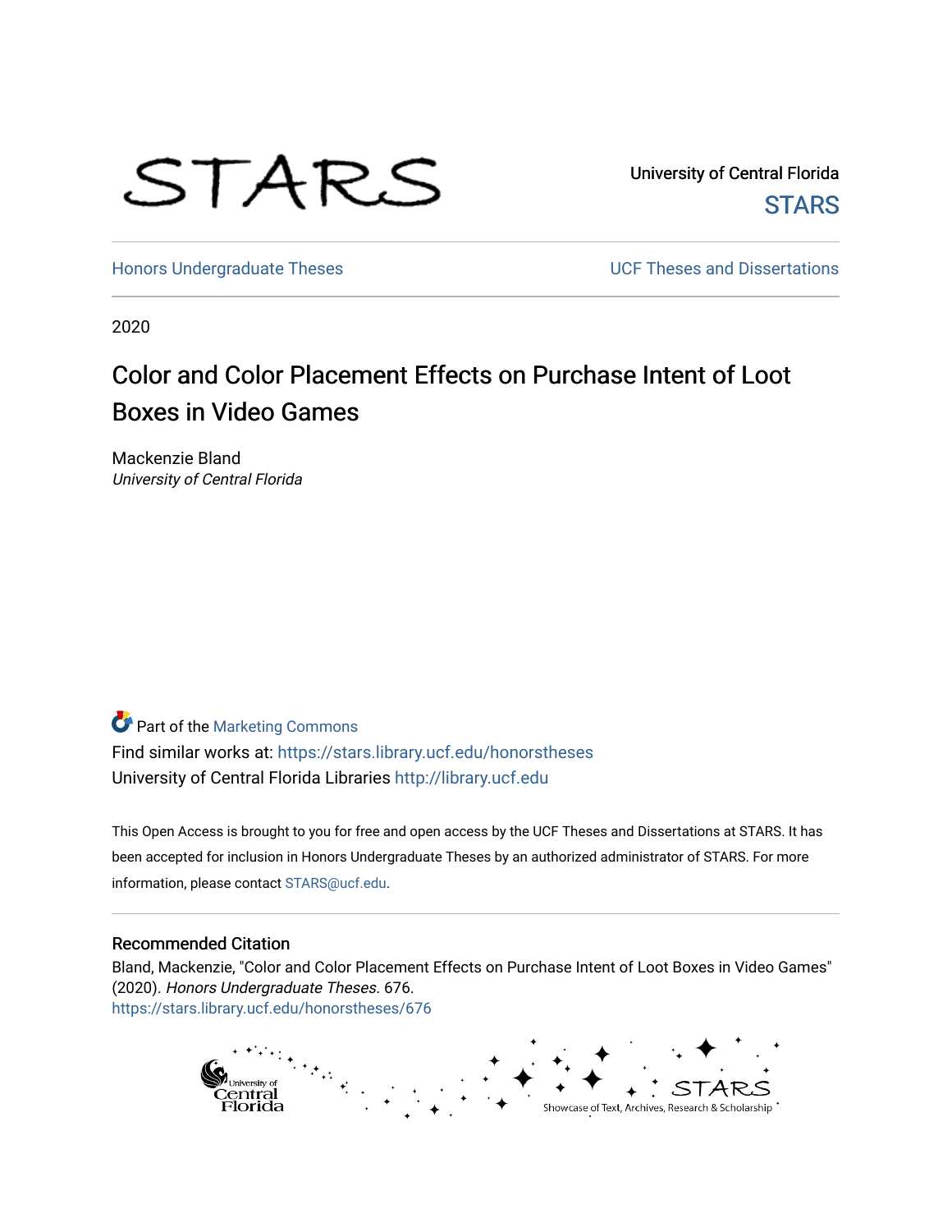University of Central Florida

STARS

Honors Undergraduate Theses

UCF Theses and Dissertations

2020

# Color and Color Placement Effects on Purchase Intent of Loot Boxes in Video Games

Mackenzie Bland
*University of Central Florida*

Part of the Marketing Commons

Find similar works at: https://stars.library.ucf.edu/honorstheses

University of Central Florida Libraries http://library.ucf.edu

This Open Access is brought to you for free and open access by the UCF Theses and Dissertations at STARS. It has been accepted for inclusion in Honors Undergraduate Theses by an authorized administrator of STARS. For more information, please contact STARS@ucf.edu.

## Recommended Citation

Bland, Mackenzie, "Color and Color Placement Effects on Purchase Intent of Loot Boxes in Video Games" (2020). *Honors Undergraduate Theses*. 676.
https://stars.library.ucf.edu/honorstheses/676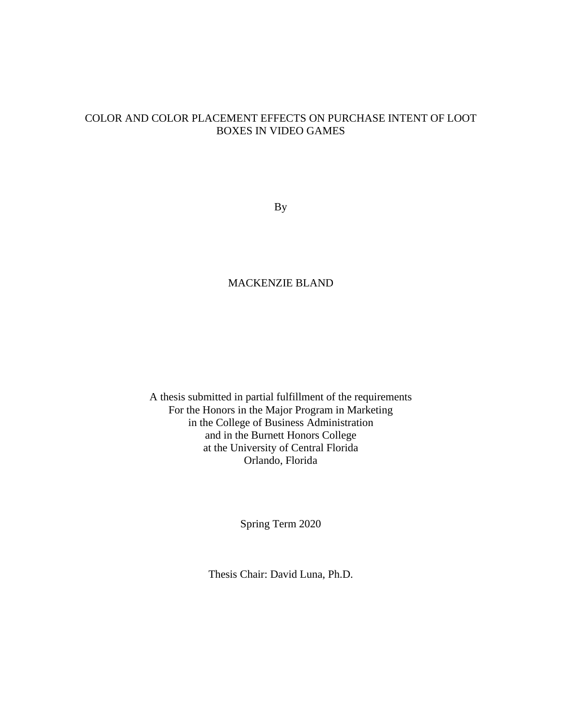# COLOR AND COLOR PLACEMENT EFFECTS ON PURCHASE INTENT OF LOOT BOXES IN VIDEO GAMES

By

MACKENZIE BLAND

A thesis submitted in partial fulfillment of the requirements
For the Honors in the Major Program in Marketing
in the College of Business Administration
and in the Burnett Honors College
at the University of Central Florida
Orlando, Florida

Spring Term 2020

Thesis Chair: David Luna, Ph.D.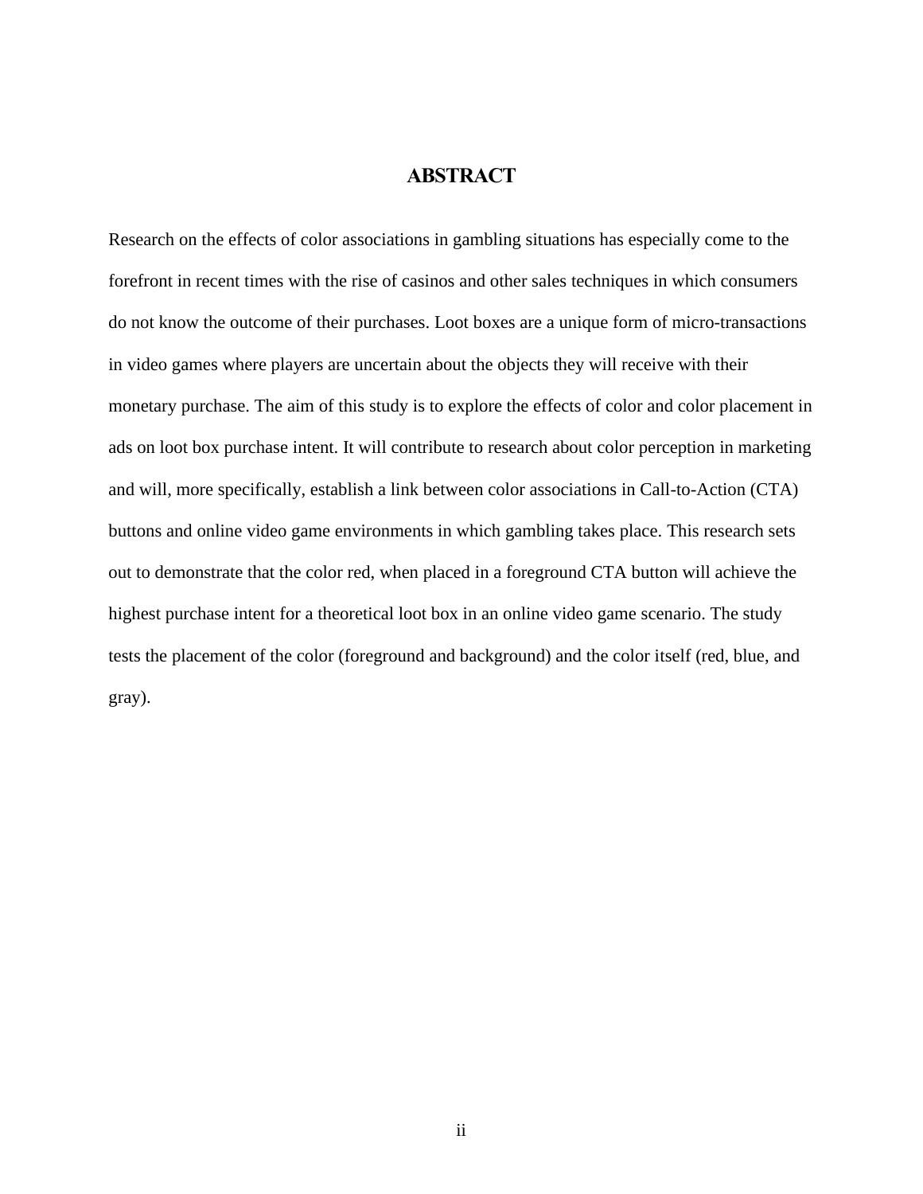# ABSTRACT

Research on the effects of color associations in gambling situations has especially come to the forefront in recent times with the rise of casinos and other sales techniques in which consumers do not know the outcome of their purchases. Loot boxes are a unique form of micro-transactions in video games where players are uncertain about the objects they will receive with their monetary purchase. The aim of this study is to explore the effects of color and color placement in ads on loot box purchase intent. It will contribute to research about color perception in marketing and will, more specifically, establish a link between color associations in Call-to-Action (CTA) buttons and online video game environments in which gambling takes place. This research sets out to demonstrate that the color red, when placed in a foreground CTA button will achieve the highest purchase intent for a theoretical loot box in an online video game scenario. The study tests the placement of the color (foreground and background) and the color itself (red, blue, and gray).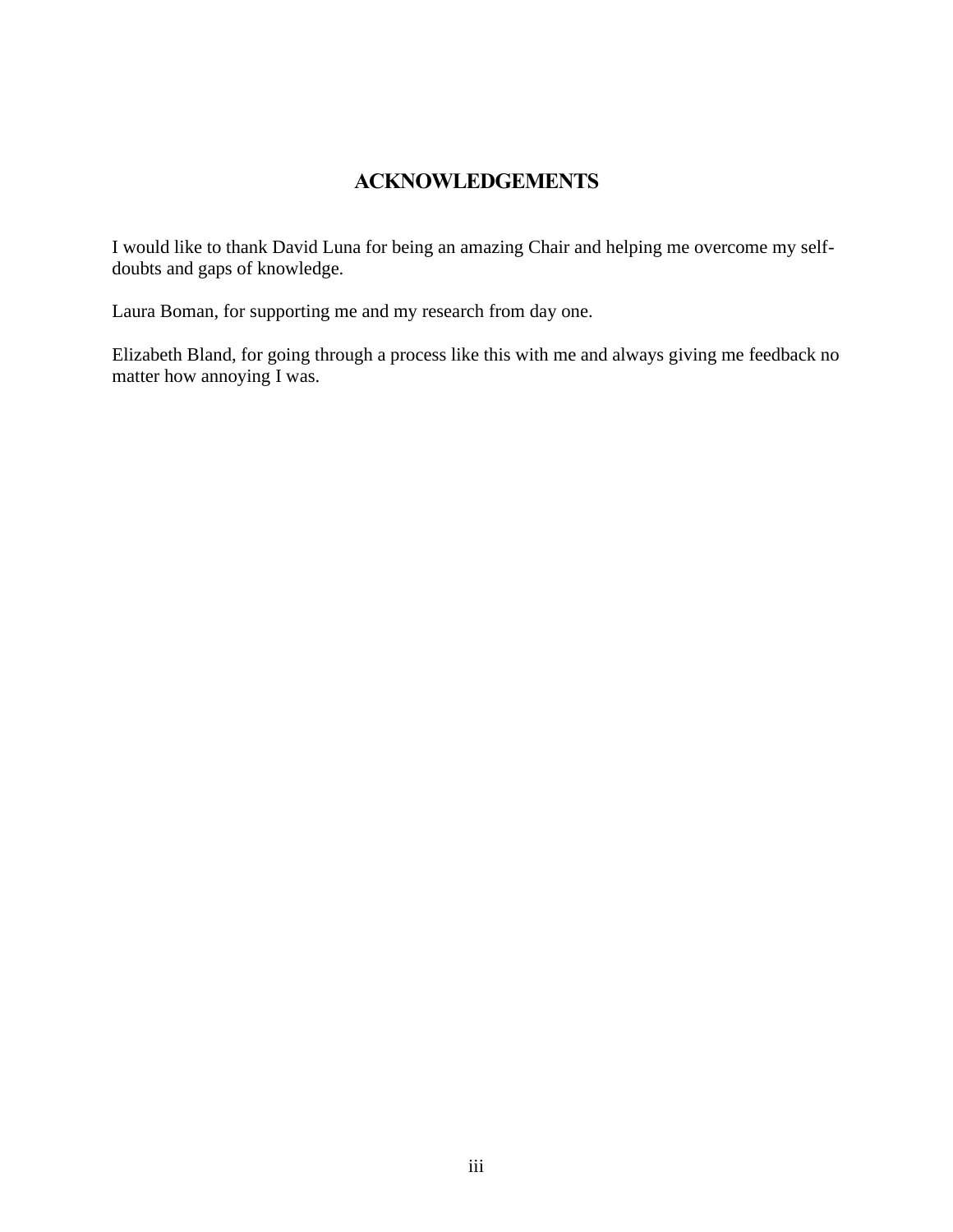# ACKNOWLEDGEMENTS

I would like to thank David Luna for being an amazing Chair and helping me overcome my self-doubts and gaps of knowledge.

Laura Boman, for supporting me and my research from day one.

Elizabeth Bland, for going through a process like this with me and always giving me feedback no matter how annoying I was.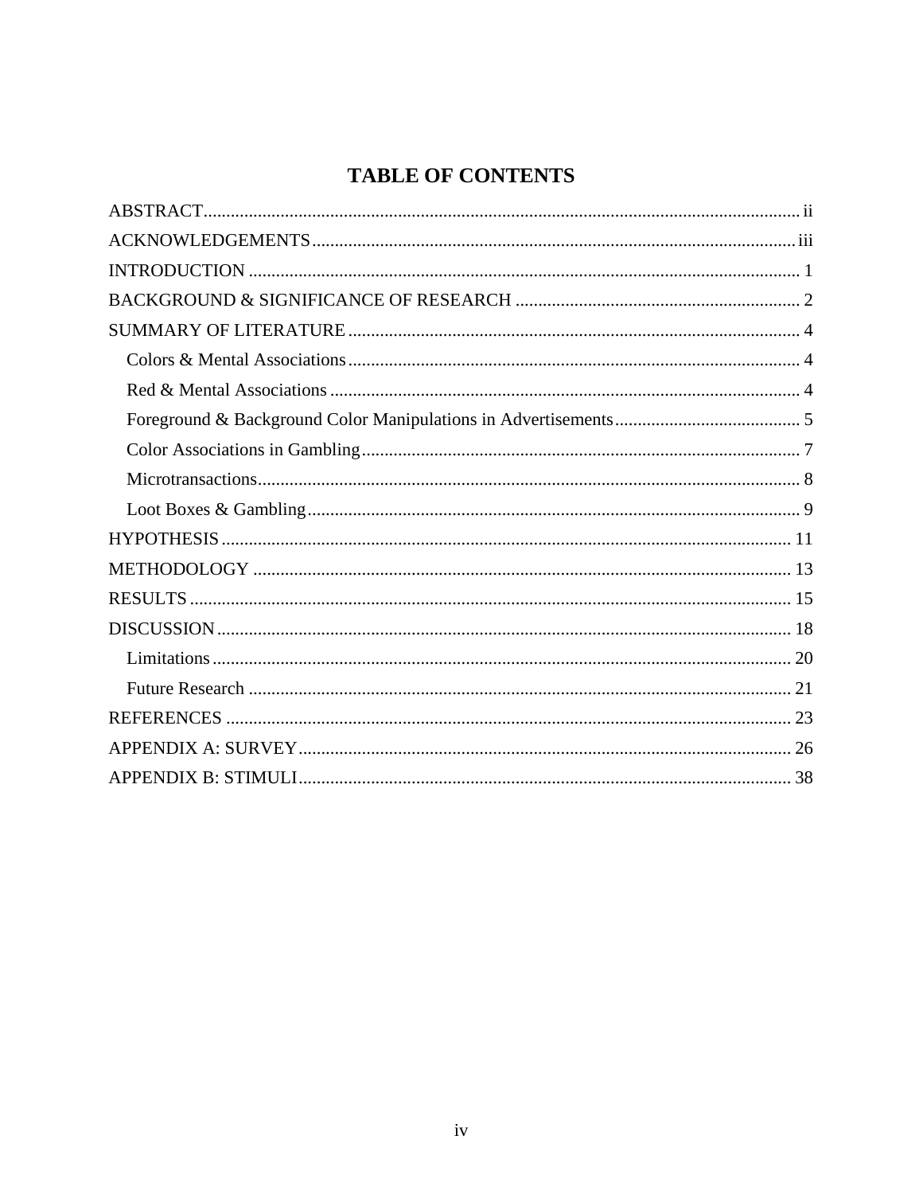# TABLE OF CONTENTS

ABSTRACT ..... ii

ACKNOWLEDGEMENTS ..... iii

INTRODUCTION ..... 1

BACKGROUND & SIGNIFICANCE OF RESEARCH ..... 2

SUMMARY OF LITERATURE ..... 4

- Colors & Mental Associations ..... 4
- Red & Mental Associations ..... 4
- Foreground & Background Color Manipulations in Advertisements ..... 5
- Color Associations in Gambling ..... 7
- Microtransactions ..... 8
- Loot Boxes & Gambling ..... 9

HYPOTHESIS ..... 11

METHODOLOGY ..... 13

RESULTS ..... 15

DISCUSSION ..... 18

- Limitations ..... 20
- Future Research ..... 21

REFERENCES ..... 23

APPENDIX A: SURVEY ..... 26

APPENDIX B: STIMULI ..... 38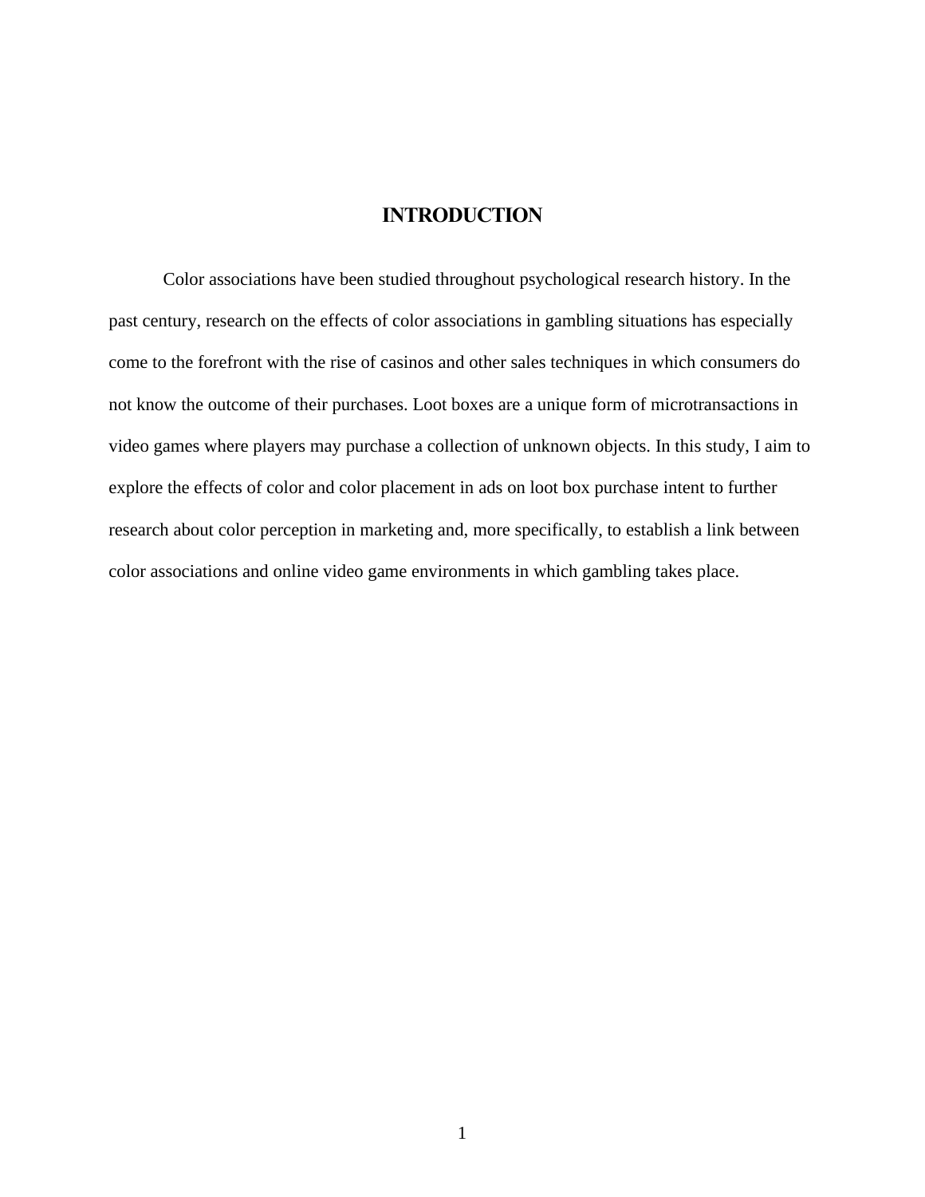# INTRODUCTION

Color associations have been studied throughout psychological research history. In the past century, research on the effects of color associations in gambling situations has especially come to the forefront with the rise of casinos and other sales techniques in which consumers do not know the outcome of their purchases. Loot boxes are a unique form of microtransactions in video games where players may purchase a collection of unknown objects. In this study, I aim to explore the effects of color and color placement in ads on loot box purchase intent to further research about color perception in marketing and, more specifically, to establish a link between color associations and online video game environments in which gambling takes place.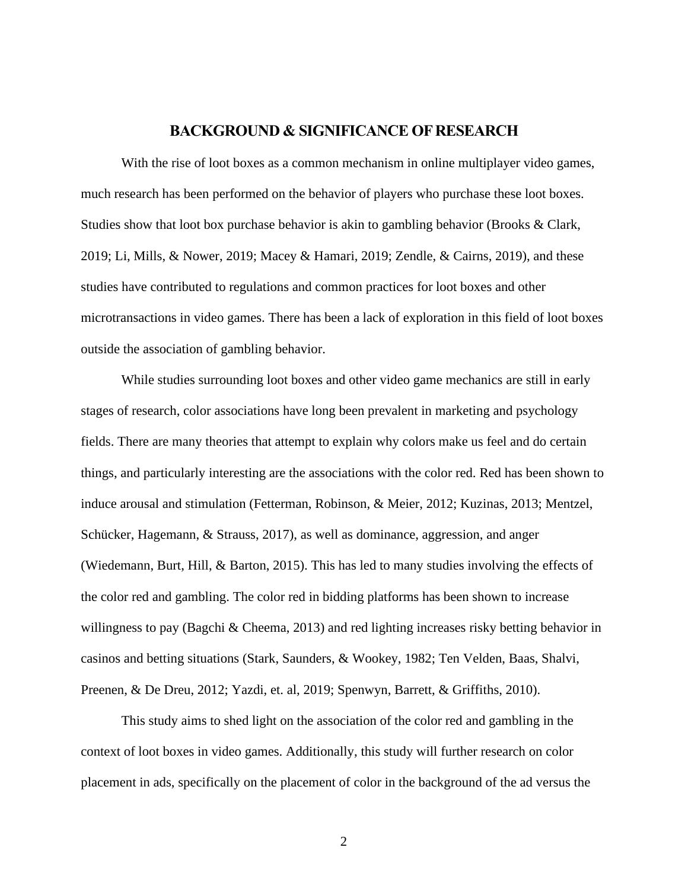# BACKGROUND & SIGNIFICANCE OF RESEARCH

With the rise of loot boxes as a common mechanism in online multiplayer video games, much research has been performed on the behavior of players who purchase these loot boxes. Studies show that loot box purchase behavior is akin to gambling behavior (Brooks & Clark, 2019; Li, Mills, & Nower, 2019; Macey & Hamari, 2019; Zendle, & Cairns, 2019), and these studies have contributed to regulations and common practices for loot boxes and other microtransactions in video games. There has been a lack of exploration in this field of loot boxes outside the association of gambling behavior.

While studies surrounding loot boxes and other video game mechanics are still in early stages of research, color associations have long been prevalent in marketing and psychology fields. There are many theories that attempt to explain why colors make us feel and do certain things, and particularly interesting are the associations with the color red. Red has been shown to induce arousal and stimulation (Fetterman, Robinson, & Meier, 2012; Kuzinas, 2013; Mentzel, Schücker, Hagemann, & Strauss, 2017), as well as dominance, aggression, and anger (Wiedemann, Burt, Hill, & Barton, 2015). This has led to many studies involving the effects of the color red and gambling. The color red in bidding platforms has been shown to increase willingness to pay (Bagchi & Cheema, 2013) and red lighting increases risky betting behavior in casinos and betting situations (Stark, Saunders, & Wookey, 1982; Ten Velden, Baas, Shalvi, Preenen, & De Dreu, 2012; Yazdi, et. al, 2019; Spenwyn, Barrett, & Griffiths, 2010).

This study aims to shed light on the association of the color red and gambling in the context of loot boxes in video games. Additionally, this study will further research on color placement in ads, specifically on the placement of color in the background of the ad versus the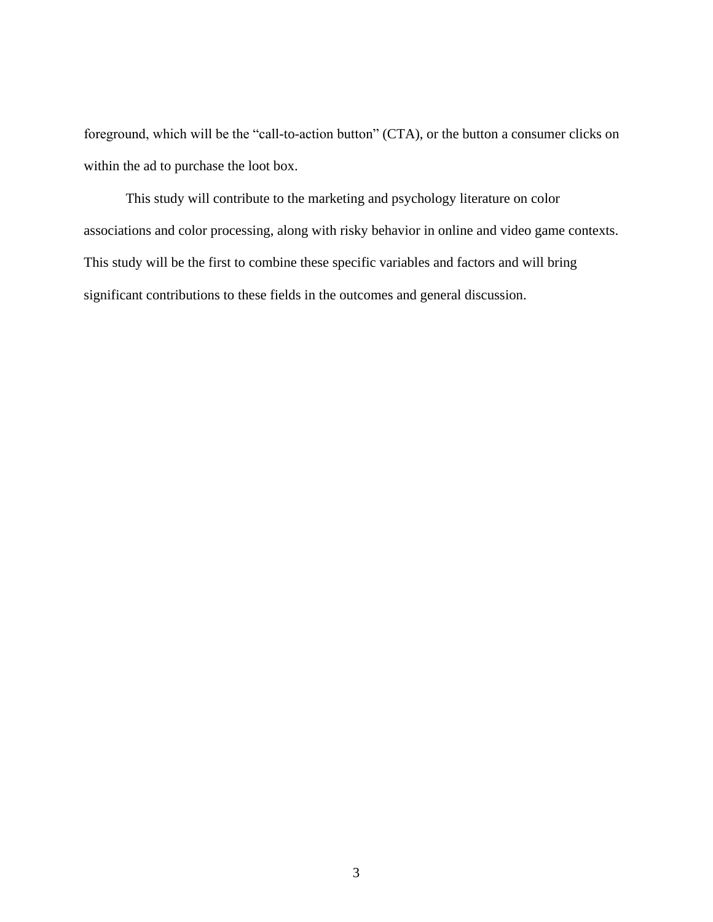foreground, which will be the “call-to-action button” (CTA), or the button a consumer clicks on within the ad to purchase the loot box.

This study will contribute to the marketing and psychology literature on color associations and color processing, along with risky behavior in online and video game contexts. This study will be the first to combine these specific variables and factors and will bring significant contributions to these fields in the outcomes and general discussion.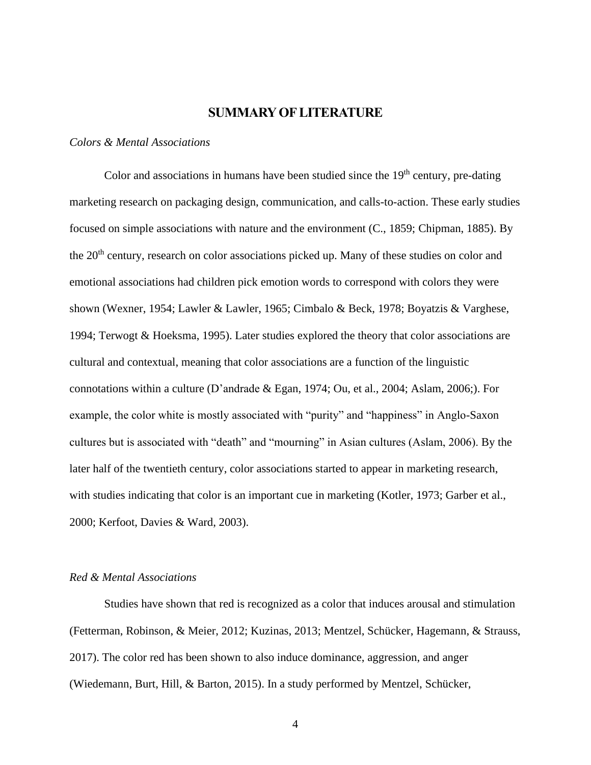## SUMMARY OF LITERATURE

*Colors & Mental Associations*

Color and associations in humans have been studied since the 19th century, pre-dating marketing research on packaging design, communication, and calls-to-action. These early studies focused on simple associations with nature and the environment (C., 1859; Chipman, 1885). By the 20th century, research on color associations picked up. Many of these studies on color and emotional associations had children pick emotion words to correspond with colors they were shown (Wexner, 1954; Lawler & Lawler, 1965; Cimbalo & Beck, 1978; Boyatzis & Varghese, 1994; Terwogt & Hoeksma, 1995). Later studies explored the theory that color associations are cultural and contextual, meaning that color associations are a function of the linguistic connotations within a culture (D'andrade & Egan, 1974; Ou, et al., 2004; Aslam, 2006;). For example, the color white is mostly associated with "purity" and "happiness" in Anglo-Saxon cultures but is associated with "death" and "mourning" in Asian cultures (Aslam, 2006). By the later half of the twentieth century, color associations started to appear in marketing research, with studies indicating that color is an important cue in marketing (Kotler, 1973; Garber et al., 2000; Kerfoot, Davies & Ward, 2003).

*Red & Mental Associations*

Studies have shown that red is recognized as a color that induces arousal and stimulation (Fetterman, Robinson, & Meier, 2012; Kuzinas, 2013; Mentzel, Schücker, Hagemann, & Strauss, 2017). The color red has been shown to also induce dominance, aggression, and anger (Wiedemann, Burt, Hill, & Barton, 2015). In a study performed by Mentzel, Schücker,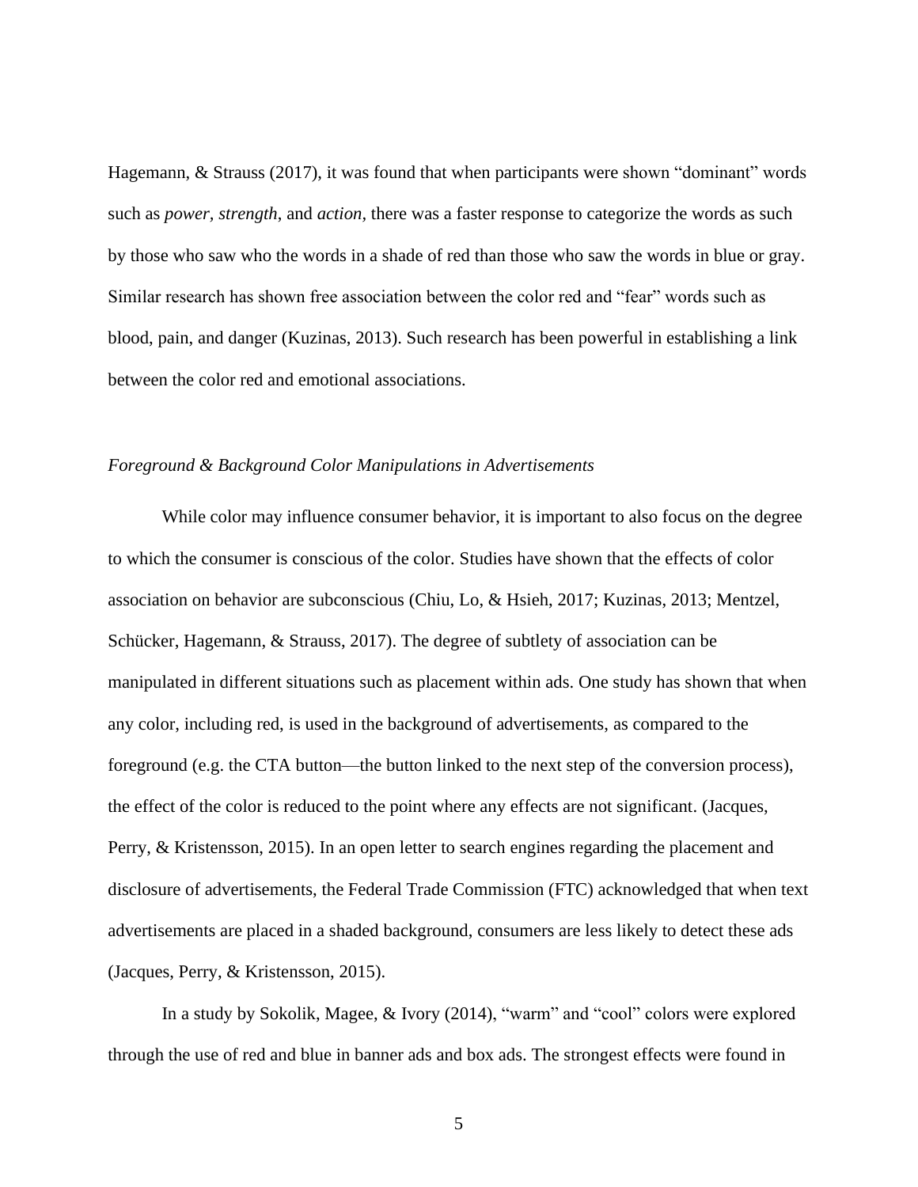Hagemann, & Strauss (2017), it was found that when participants were shown "dominant" words such as *power*, *strength*, and *action*, there was a faster response to categorize the words as such by those who saw who the words in a shade of red than those who saw the words in blue or gray. Similar research has shown free association between the color red and "fear" words such as blood, pain, and danger (Kuzinas, 2013). Such research has been powerful in establishing a link between the color red and emotional associations.

*Foreground & Background Color Manipulations in Advertisements*

While color may influence consumer behavior, it is important to also focus on the degree to which the consumer is conscious of the color. Studies have shown that the effects of color association on behavior are subconscious (Chiu, Lo, & Hsieh, 2017; Kuzinas, 2013; Mentzel, Schücker, Hagemann, & Strauss, 2017). The degree of subtlety of association can be manipulated in different situations such as placement within ads. One study has shown that when any color, including red, is used in the background of advertisements, as compared to the foreground (e.g. the CTA button—the button linked to the next step of the conversion process), the effect of the color is reduced to the point where any effects are not significant. (Jacques, Perry, & Kristensson, 2015). In an open letter to search engines regarding the placement and disclosure of advertisements, the Federal Trade Commission (FTC) acknowledged that when text advertisements are placed in a shaded background, consumers are less likely to detect these ads (Jacques, Perry, & Kristensson, 2015).

In a study by Sokolik, Magee, & Ivory (2014), "warm" and "cool" colors were explored through the use of red and blue in banner ads and box ads. The strongest effects were found in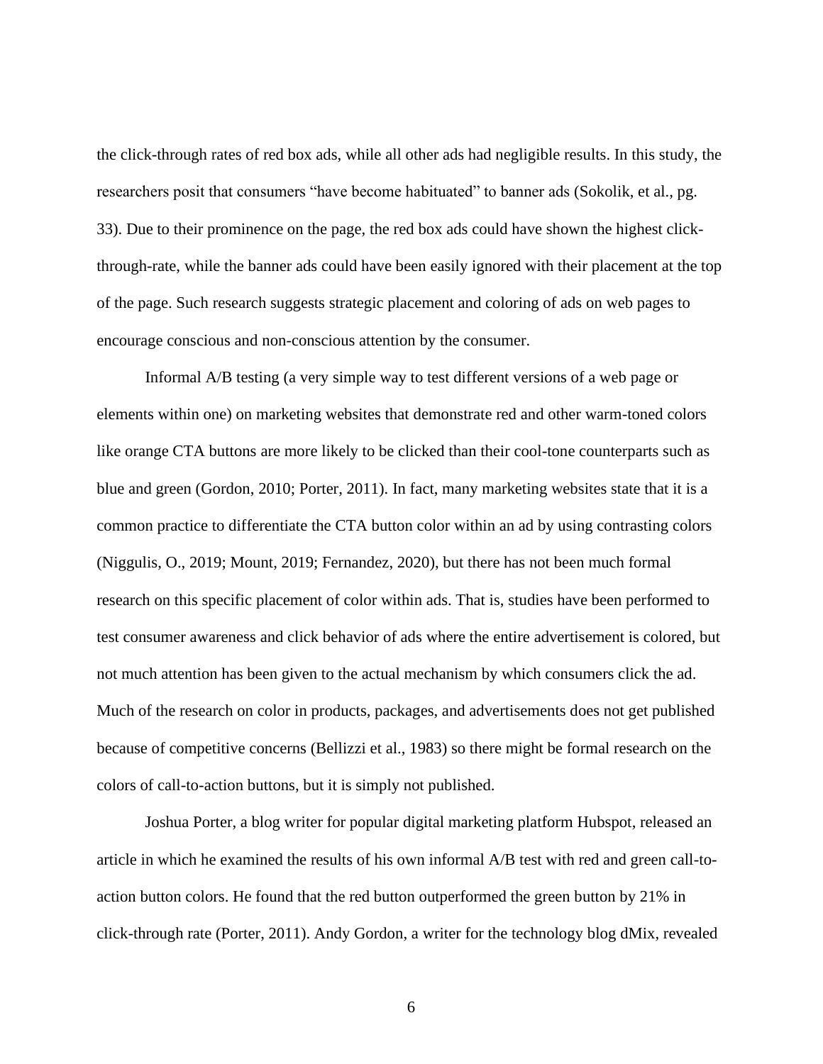the click-through rates of red box ads, while all other ads had negligible results. In this study, the researchers posit that consumers "have become habituated" to banner ads (Sokolik, et al., pg. 33). Due to their prominence on the page, the red box ads could have shown the highest click-through-rate, while the banner ads could have been easily ignored with their placement at the top of the page. Such research suggests strategic placement and coloring of ads on web pages to encourage conscious and non-conscious attention by the consumer.

Informal A/B testing (a very simple way to test different versions of a web page or elements within one) on marketing websites that demonstrate red and other warm-toned colors like orange CTA buttons are more likely to be clicked than their cool-tone counterparts such as blue and green (Gordon, 2010; Porter, 2011). In fact, many marketing websites state that it is a common practice to differentiate the CTA button color within an ad by using contrasting colors (Niggulis, O., 2019; Mount, 2019; Fernandez, 2020), but there has not been much formal research on this specific placement of color within ads. That is, studies have been performed to test consumer awareness and click behavior of ads where the entire advertisement is colored, but not much attention has been given to the actual mechanism by which consumers click the ad. Much of the research on color in products, packages, and advertisements does not get published because of competitive concerns (Bellizzi et al., 1983) so there might be formal research on the colors of call-to-action buttons, but it is simply not published.

Joshua Porter, a blog writer for popular digital marketing platform Hubspot, released an article in which he examined the results of his own informal A/B test with red and green call-to-action button colors. He found that the red button outperformed the green button by 21% in click-through rate (Porter, 2011). Andy Gordon, a writer for the technology blog dMix, revealed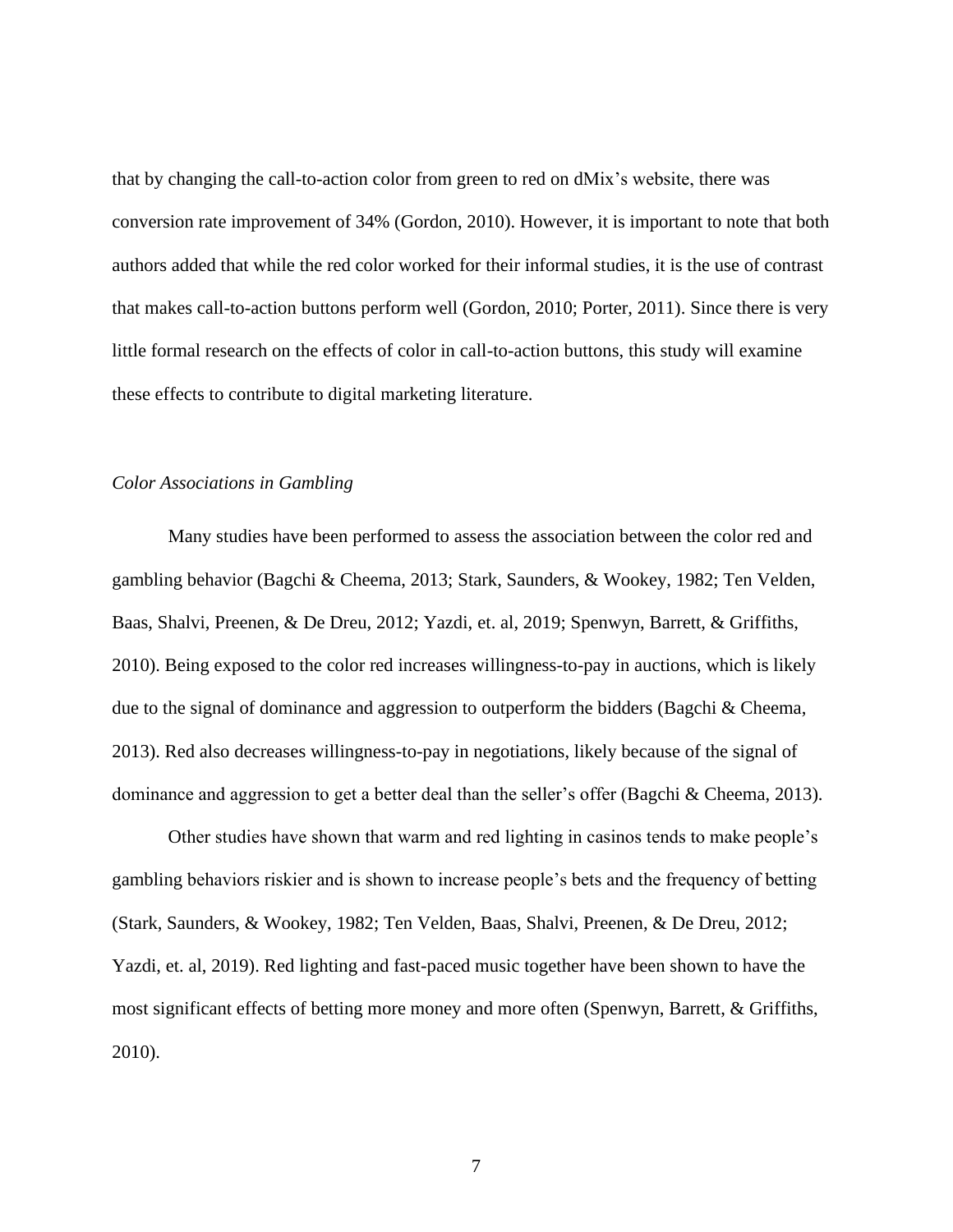that by changing the call-to-action color from green to red on dMix's website, there was conversion rate improvement of 34% (Gordon, 2010). However, it is important to note that both authors added that while the red color worked for their informal studies, it is the use of contrast that makes call-to-action buttons perform well (Gordon, 2010; Porter, 2011). Since there is very little formal research on the effects of color in call-to-action buttons, this study will examine these effects to contribute to digital marketing literature.

### *Color Associations in Gambling*

Many studies have been performed to assess the association between the color red and gambling behavior (Bagchi & Cheema, 2013; Stark, Saunders, & Wookey, 1982; Ten Velden, Baas, Shalvi, Preenen, & De Dreu, 2012; Yazdi, et. al, 2019; Spenwyn, Barrett, & Griffiths, 2010). Being exposed to the color red increases willingness-to-pay in auctions, which is likely due to the signal of dominance and aggression to outperform the bidders (Bagchi & Cheema, 2013). Red also decreases willingness-to-pay in negotiations, likely because of the signal of dominance and aggression to get a better deal than the seller's offer (Bagchi & Cheema, 2013).

Other studies have shown that warm and red lighting in casinos tends to make people's gambling behaviors riskier and is shown to increase people's bets and the frequency of betting (Stark, Saunders, & Wookey, 1982; Ten Velden, Baas, Shalvi, Preenen, & De Dreu, 2012; Yazdi, et. al, 2019). Red lighting and fast-paced music together have been shown to have the most significant effects of betting more money and more often (Spenwyn, Barrett, & Griffiths, 2010).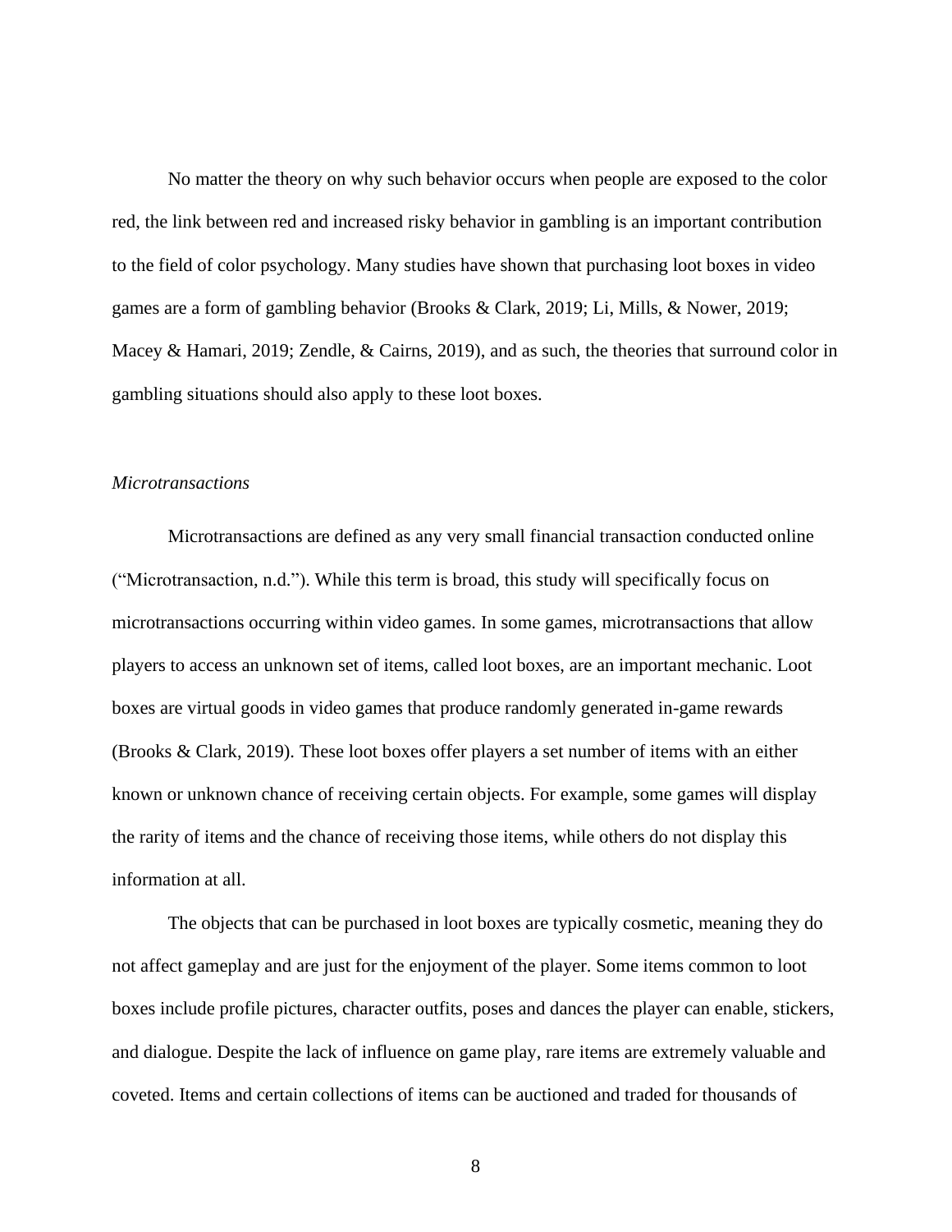No matter the theory on why such behavior occurs when people are exposed to the color red, the link between red and increased risky behavior in gambling is an important contribution to the field of color psychology. Many studies have shown that purchasing loot boxes in video games are a form of gambling behavior (Brooks & Clark, 2019; Li, Mills, & Nower, 2019; Macey & Hamari, 2019; Zendle, & Cairns, 2019), and as such, the theories that surround color in gambling situations should also apply to these loot boxes.

### *Microtransactions*

Microtransactions are defined as any very small financial transaction conducted online ("Microtransaction, n.d."). While this term is broad, this study will specifically focus on microtransactions occurring within video games. In some games, microtransactions that allow players to access an unknown set of items, called loot boxes, are an important mechanic. Loot boxes are virtual goods in video games that produce randomly generated in-game rewards (Brooks & Clark, 2019). These loot boxes offer players a set number of items with an either known or unknown chance of receiving certain objects. For example, some games will display the rarity of items and the chance of receiving those items, while others do not display this information at all.

The objects that can be purchased in loot boxes are typically cosmetic, meaning they do not affect gameplay and are just for the enjoyment of the player. Some items common to loot boxes include profile pictures, character outfits, poses and dances the player can enable, stickers, and dialogue. Despite the lack of influence on game play, rare items are extremely valuable and coveted. Items and certain collections of items can be auctioned and traded for thousands of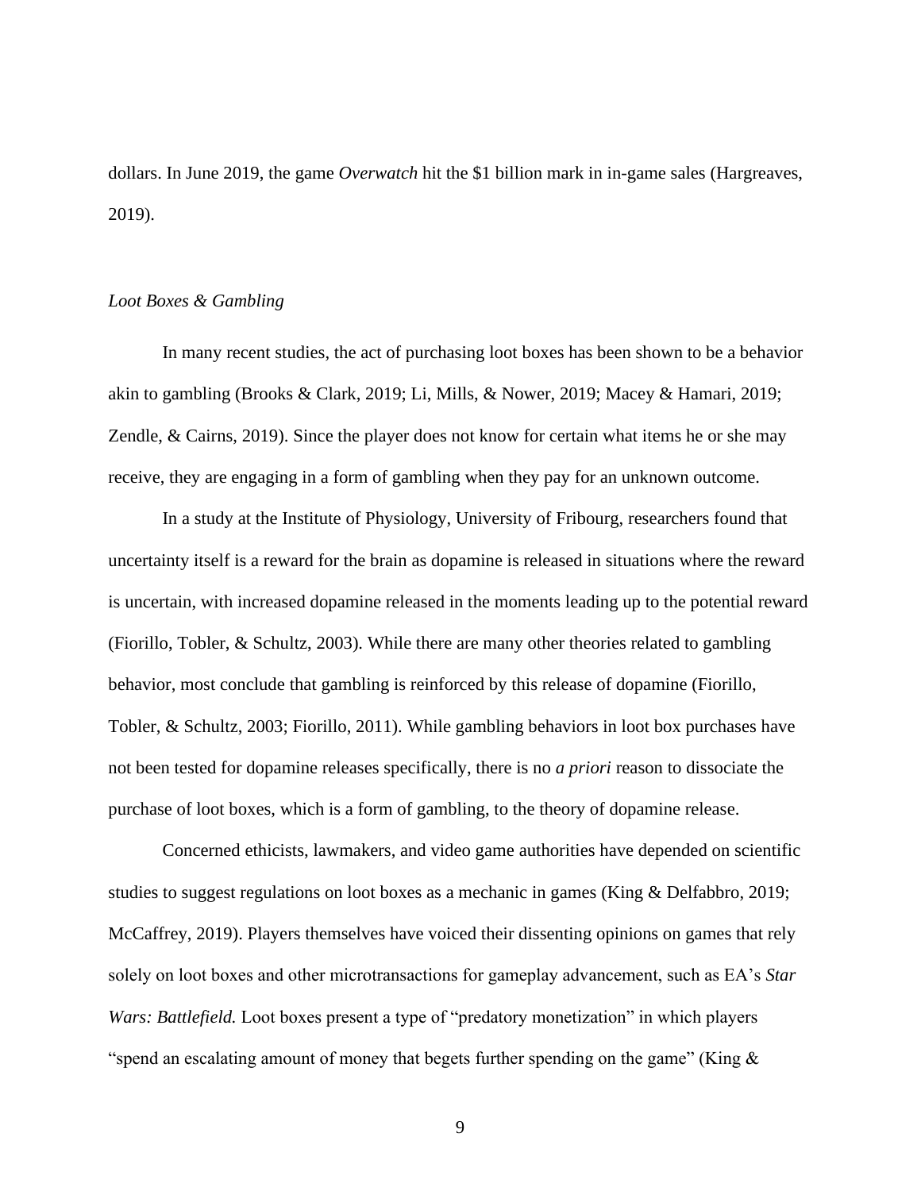dollars. In June 2019, the game *Overwatch* hit the $1 billion mark in in-game sales (Hargreaves, 2019).

*Loot Boxes & Gambling*

In many recent studies, the act of purchasing loot boxes has been shown to be a behavior akin to gambling (Brooks & Clark, 2019; Li, Mills, & Nower, 2019; Macey & Hamari, 2019; Zendle, & Cairns, 2019). Since the player does not know for certain what items he or she may receive, they are engaging in a form of gambling when they pay for an unknown outcome.

In a study at the Institute of Physiology, University of Fribourg, researchers found that uncertainty itself is a reward for the brain as dopamine is released in situations where the reward is uncertain, with increased dopamine released in the moments leading up to the potential reward (Fiorillo, Tobler, & Schultz, 2003). While there are many other theories related to gambling behavior, most conclude that gambling is reinforced by this release of dopamine (Fiorillo, Tobler, & Schultz, 2003; Fiorillo, 2011). While gambling behaviors in loot box purchases have not been tested for dopamine releases specifically, there is no *a priori* reason to dissociate the purchase of loot boxes, which is a form of gambling, to the theory of dopamine release.

Concerned ethicists, lawmakers, and video game authorities have depended on scientific studies to suggest regulations on loot boxes as a mechanic in games (King & Delfabbro, 2019; McCaffrey, 2019). Players themselves have voiced their dissenting opinions on games that rely solely on loot boxes and other microtransactions for gameplay advancement, such as EA's *Star Wars: Battlefield.* Loot boxes present a type of "predatory monetization" in which players "spend an escalating amount of money that begets further spending on the game" (King &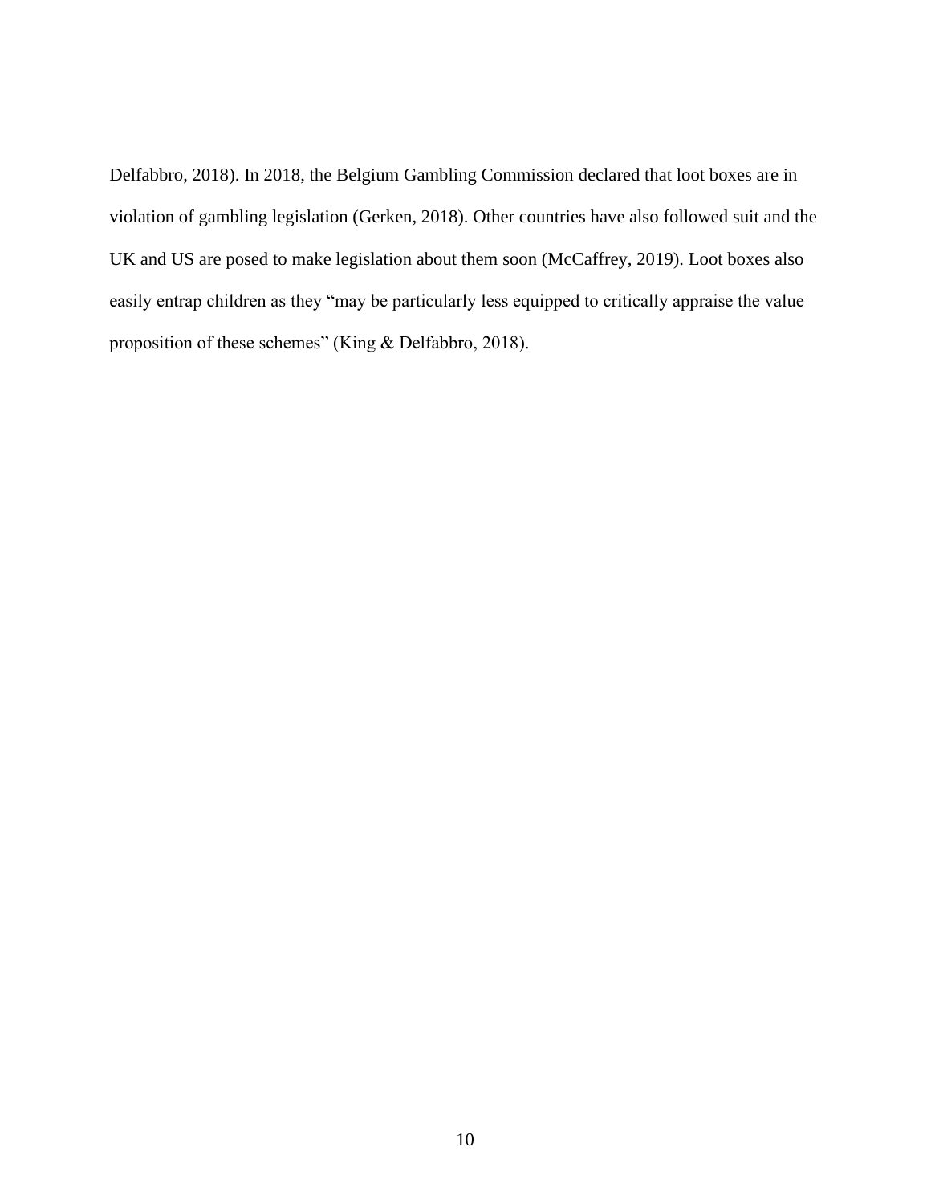Delfabbro, 2018). In 2018, the Belgium Gambling Commission declared that loot boxes are in violation of gambling legislation (Gerken, 2018). Other countries have also followed suit and the UK and US are posed to make legislation about them soon (McCaffrey, 2019). Loot boxes also easily entrap children as they "may be particularly less equipped to critically appraise the value proposition of these schemes" (King & Delfabbro, 2018).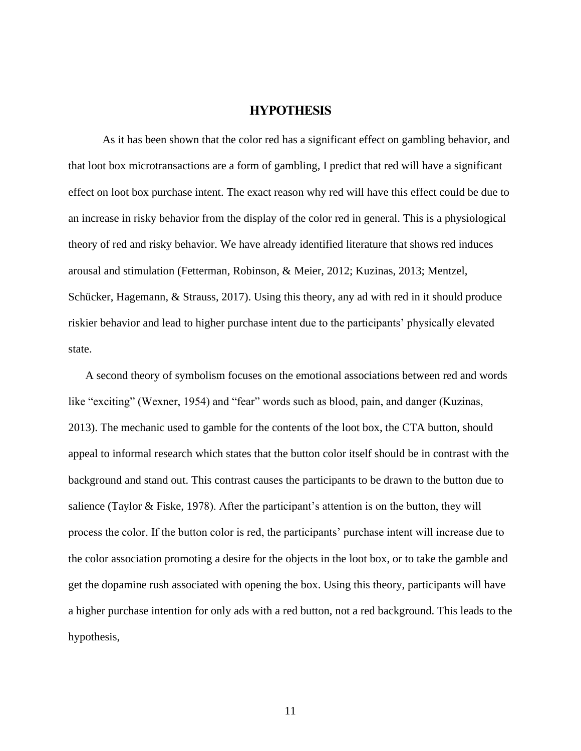# HYPOTHESIS

As it has been shown that the color red has a significant effect on gambling behavior, and that loot box microtransactions are a form of gambling, I predict that red will have a significant effect on loot box purchase intent. The exact reason why red will have this effect could be due to an increase in risky behavior from the display of the color red in general. This is a physiological theory of red and risky behavior. We have already identified literature that shows red induces arousal and stimulation (Fetterman, Robinson, & Meier, 2012; Kuzinas, 2013; Mentzel, Schücker, Hagemann, & Strauss, 2017). Using this theory, any ad with red in it should produce riskier behavior and lead to higher purchase intent due to the participants' physically elevated state.

A second theory of symbolism focuses on the emotional associations between red and words like "exciting" (Wexner, 1954) and "fear" words such as blood, pain, and danger (Kuzinas, 2013). The mechanic used to gamble for the contents of the loot box, the CTA button, should appeal to informal research which states that the button color itself should be in contrast with the background and stand out. This contrast causes the participants to be drawn to the button due to salience (Taylor & Fiske, 1978). After the participant's attention is on the button, they will process the color. If the button color is red, the participants' purchase intent will increase due to the color association promoting a desire for the objects in the loot box, or to take the gamble and get the dopamine rush associated with opening the box. Using this theory, participants will have a higher purchase intention for only ads with a red button, not a red background. This leads to the hypothesis,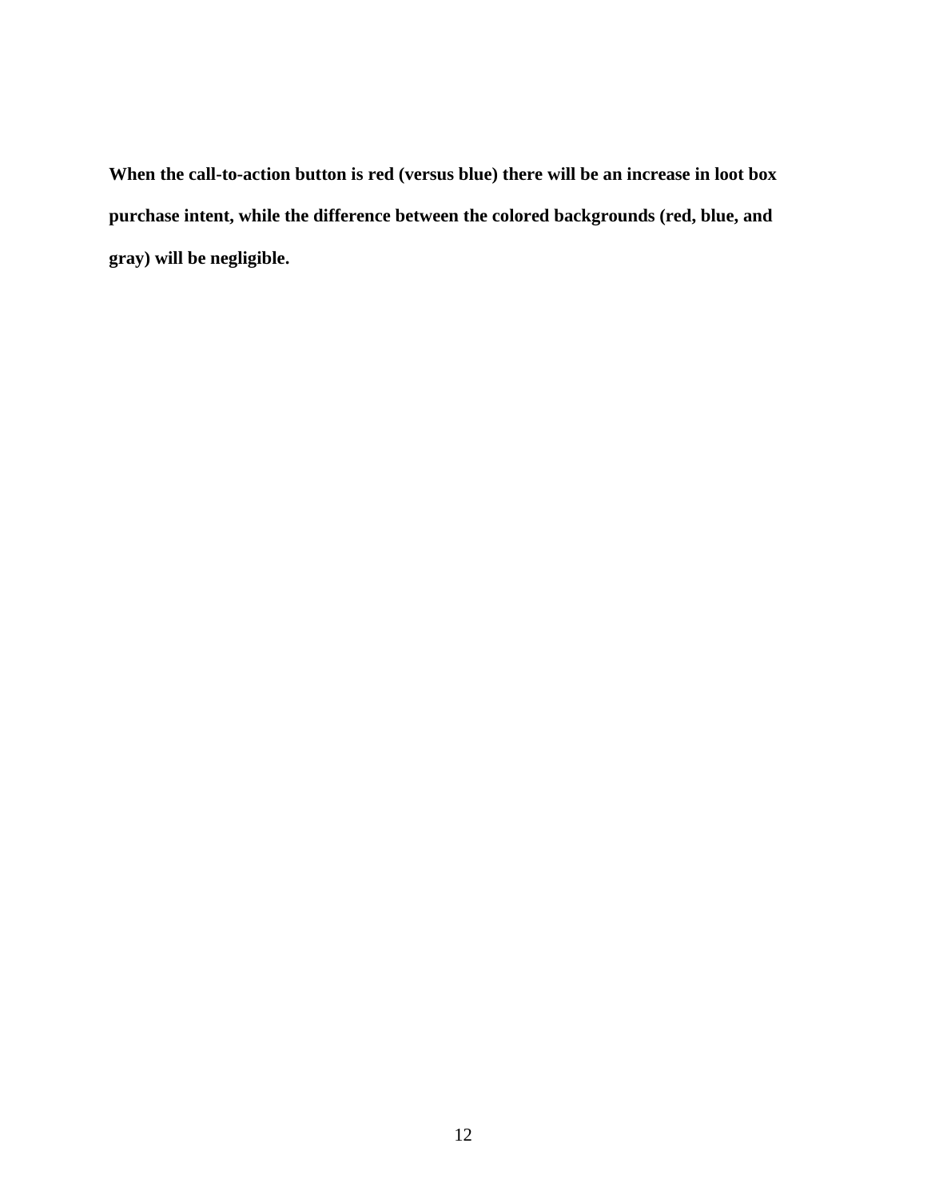**When the call-to-action button is red (versus blue) there will be an increase in loot box purchase intent, while the difference between the colored backgrounds (red, blue, and gray) will be negligible.**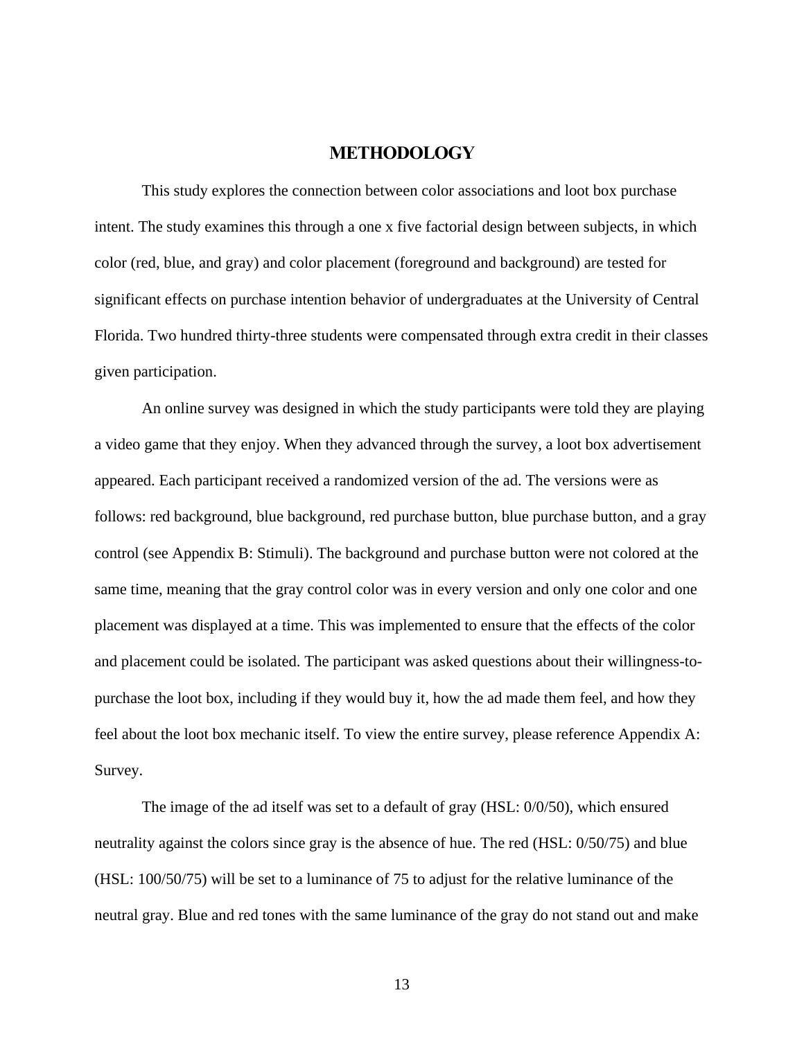# METHODOLOGY

This study explores the connection between color associations and loot box purchase intent. The study examines this through a one x five factorial design between subjects, in which color (red, blue, and gray) and color placement (foreground and background) are tested for significant effects on purchase intention behavior of undergraduates at the University of Central Florida. Two hundred thirty-three students were compensated through extra credit in their classes given participation.

An online survey was designed in which the study participants were told they are playing a video game that they enjoy. When they advanced through the survey, a loot box advertisement appeared. Each participant received a randomized version of the ad. The versions were as follows: red background, blue background, red purchase button, blue purchase button, and a gray control (see Appendix B: Stimuli). The background and purchase button were not colored at the same time, meaning that the gray control color was in every version and only one color and one placement was displayed at a time. This was implemented to ensure that the effects of the color and placement could be isolated. The participant was asked questions about their willingness-to-purchase the loot box, including if they would buy it, how the ad made them feel, and how they feel about the loot box mechanic itself. To view the entire survey, please reference Appendix A: Survey.

The image of the ad itself was set to a default of gray (HSL: 0/0/50), which ensured neutrality against the colors since gray is the absence of hue. The red (HSL: 0/50/75) and blue (HSL: 100/50/75) will be set to a luminance of 75 to adjust for the relative luminance of the neutral gray. Blue and red tones with the same luminance of the gray do not stand out and make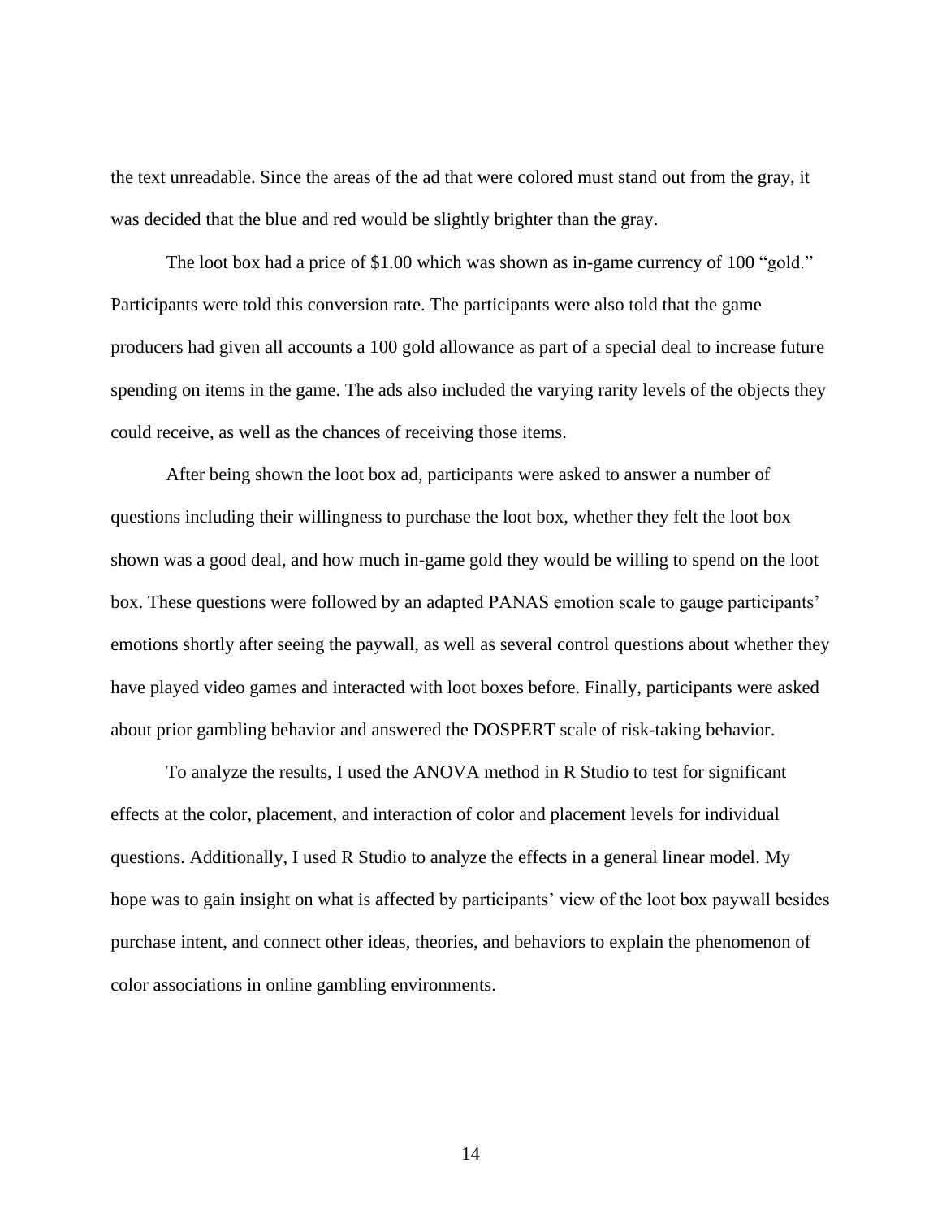the text unreadable. Since the areas of the ad that were colored must stand out from the gray, it was decided that the blue and red would be slightly brighter than the gray.

The loot box had a price of $1.00 which was shown as in-game currency of 100 "gold." Participants were told this conversion rate. The participants were also told that the game producers had given all accounts a 100 gold allowance as part of a special deal to increase future spending on items in the game. The ads also included the varying rarity levels of the objects they could receive, as well as the chances of receiving those items.

After being shown the loot box ad, participants were asked to answer a number of questions including their willingness to purchase the loot box, whether they felt the loot box shown was a good deal, and how much in-game gold they would be willing to spend on the loot box. These questions were followed by an adapted PANAS emotion scale to gauge participants' emotions shortly after seeing the paywall, as well as several control questions about whether they have played video games and interacted with loot boxes before. Finally, participants were asked about prior gambling behavior and answered the DOSPERT scale of risk-taking behavior.

To analyze the results, I used the ANOVA method in R Studio to test for significant effects at the color, placement, and interaction of color and placement levels for individual questions. Additionally, I used R Studio to analyze the effects in a general linear model. My hope was to gain insight on what is affected by participants' view of the loot box paywall besides purchase intent, and connect other ideas, theories, and behaviors to explain the phenomenon of color associations in online gambling environments.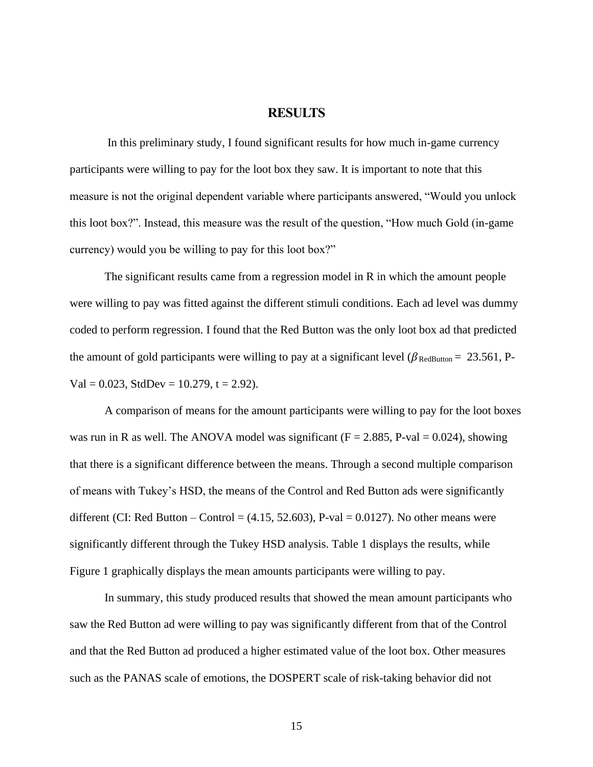# RESULTS

In this preliminary study, I found significant results for how much in-game currency participants were willing to pay for the loot box they saw. It is important to note that this measure is not the original dependent variable where participants answered, "Would you unlock this loot box?". Instead, this measure was the result of the question, "How much Gold (in-game currency) would you be willing to pay for this loot box?"

The significant results came from a regression model in R in which the amount people were willing to pay was fitted against the different stimuli conditions. Each ad level was dummy coded to perform regression. I found that the Red Button was the only loot box ad that predicted the amount of gold participants were willing to pay at a significant level ($\beta_{\text{RedButton}} = 23.561$, P-Val = 0.023, StdDev = 10.279, t = 2.92).

A comparison of means for the amount participants were willing to pay for the loot boxes was run in R as well. The ANOVA model was significant (F = 2.885, P-val = 0.024), showing that there is a significant difference between the means. Through a second multiple comparison of means with Tukey's HSD, the means of the Control and Red Button ads were significantly different (CI: Red Button – Control = (4.15, 52.603), P-val = 0.0127). No other means were significantly different through the Tukey HSD analysis. Table 1 displays the results, while Figure 1 graphically displays the mean amounts participants were willing to pay.

In summary, this study produced results that showed the mean amount participants who saw the Red Button ad were willing to pay was significantly different from that of the Control and that the Red Button ad produced a higher estimated value of the loot box. Other measures such as the PANAS scale of emotions, the DOSPERT scale of risk-taking behavior did not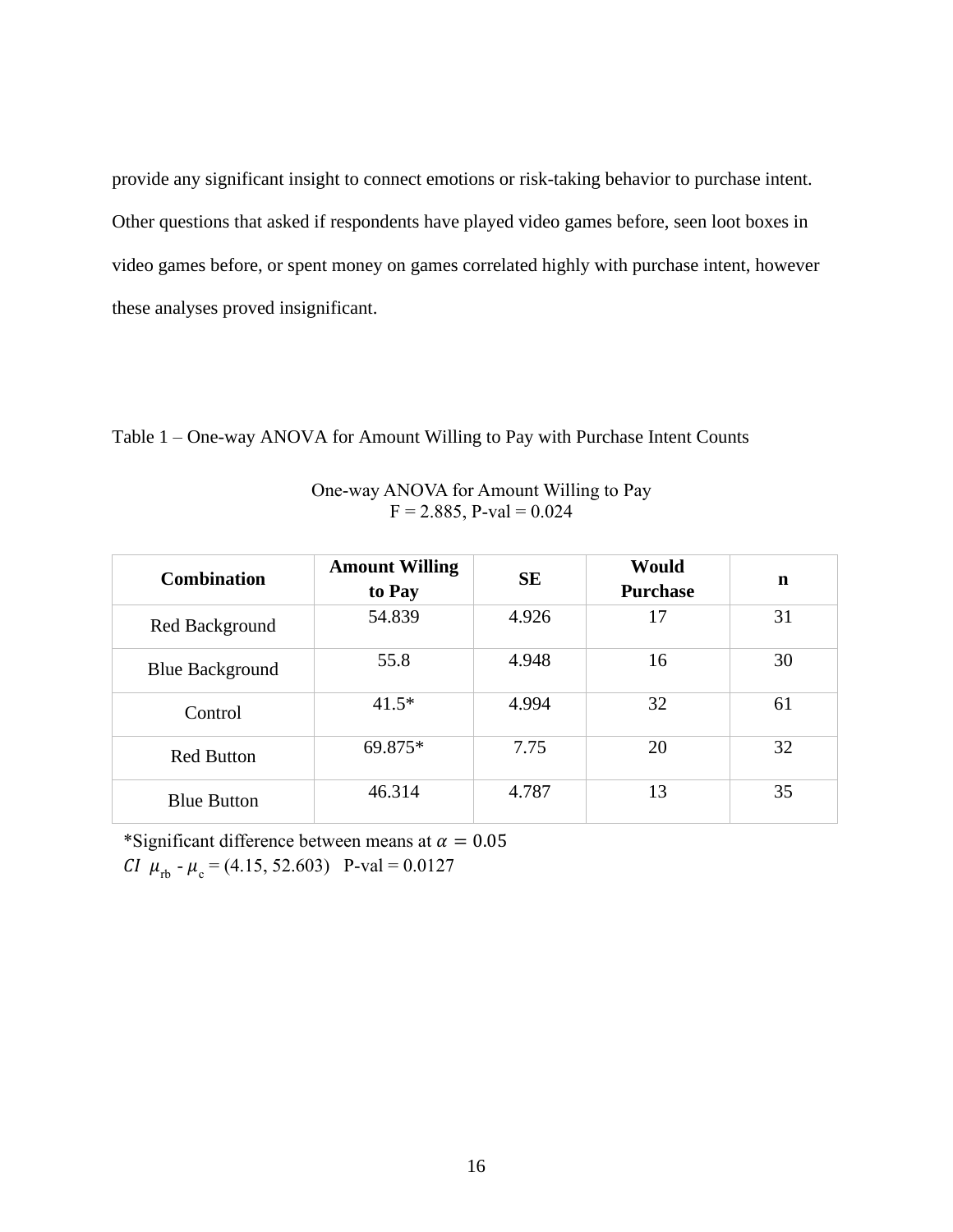provide any significant insight to connect emotions or risk-taking behavior to purchase intent. Other questions that asked if respondents have played video games before, seen loot boxes in video games before, or spent money on games correlated highly with purchase intent, however these analyses proved insignificant.

Table 1 – One-way ANOVA for Amount Willing to Pay with Purchase Intent Counts

One-way ANOVA for Amount Willing to Pay
F = 2.885, P-val = 0.024

| Combination | Amount Willing to Pay | SE | Would Purchase | n |
|---|---|---|---|---|
| Red Background | 54.839 | 4.926 | 17 | 31 |
| Blue Background | 55.8 | 4.948 | 16 | 30 |
| Control | 41.5* | 4.994 | 32 | 61 |
| Red Button | 69.875* | 7.75 | 20 | 32 |
| Blue Button | 46.314 | 4.787 | 13 | 35 |

*Significant difference between means at $\alpha = 0.05$

$CI\ \mu_{rb} - \mu_{c}$ = (4.15, 52.603)   P-val = 0.0127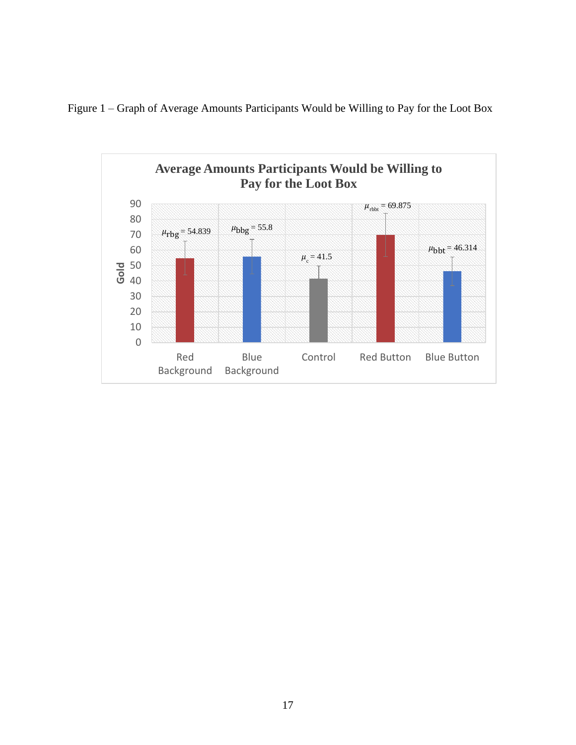Figure 1 – Graph of Average Amounts Participants Would be Willing to Pay for the Loot Box

**Average Amounts Participants Would be Willing to Pay for the Loot Box**

| Condition | Mean (Gold) |
|---|---|
| Red Background | $\mu_{rbg} = 54.839$ |
| Blue Background | $\mu_{bbg} = 55.8$ |
| Control | $\mu_{c} = 41.5$ |
| Red Button | $\mu_{rbbt} = 69.875$ |
| Blue Button | $\mu_{bbt} = 46.314$ |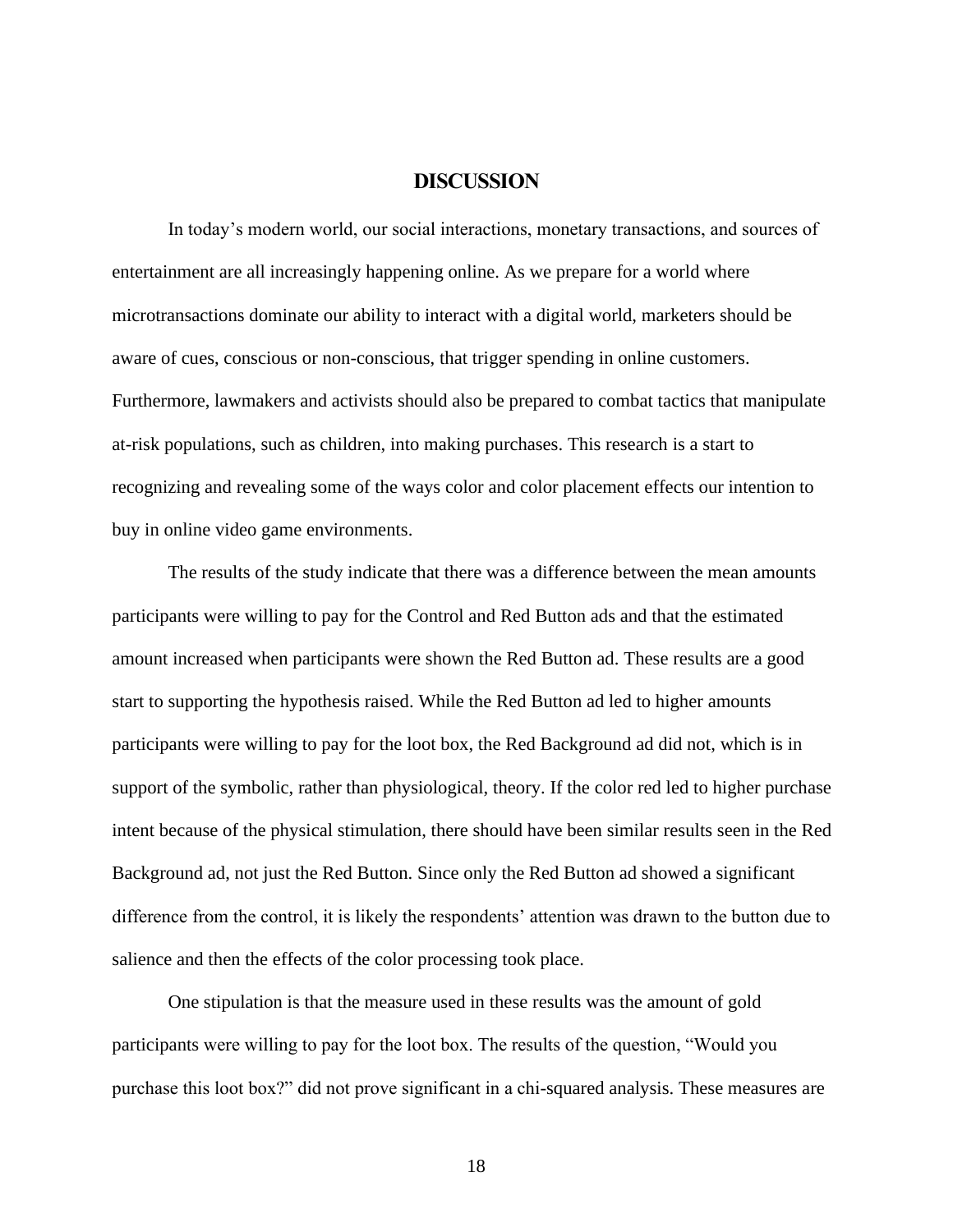# DISCUSSION

In today's modern world, our social interactions, monetary transactions, and sources of entertainment are all increasingly happening online. As we prepare for a world where microtransactions dominate our ability to interact with a digital world, marketers should be aware of cues, conscious or non-conscious, that trigger spending in online customers. Furthermore, lawmakers and activists should also be prepared to combat tactics that manipulate at-risk populations, such as children, into making purchases. This research is a start to recognizing and revealing some of the ways color and color placement effects our intention to buy in online video game environments.

The results of the study indicate that there was a difference between the mean amounts participants were willing to pay for the Control and Red Button ads and that the estimated amount increased when participants were shown the Red Button ad. These results are a good start to supporting the hypothesis raised. While the Red Button ad led to higher amounts participants were willing to pay for the loot box, the Red Background ad did not, which is in support of the symbolic, rather than physiological, theory. If the color red led to higher purchase intent because of the physical stimulation, there should have been similar results seen in the Red Background ad, not just the Red Button. Since only the Red Button ad showed a significant difference from the control, it is likely the respondents' attention was drawn to the button due to salience and then the effects of the color processing took place.

One stipulation is that the measure used in these results was the amount of gold participants were willing to pay for the loot box. The results of the question, "Would you purchase this loot box?" did not prove significant in a chi-squared analysis. These measures are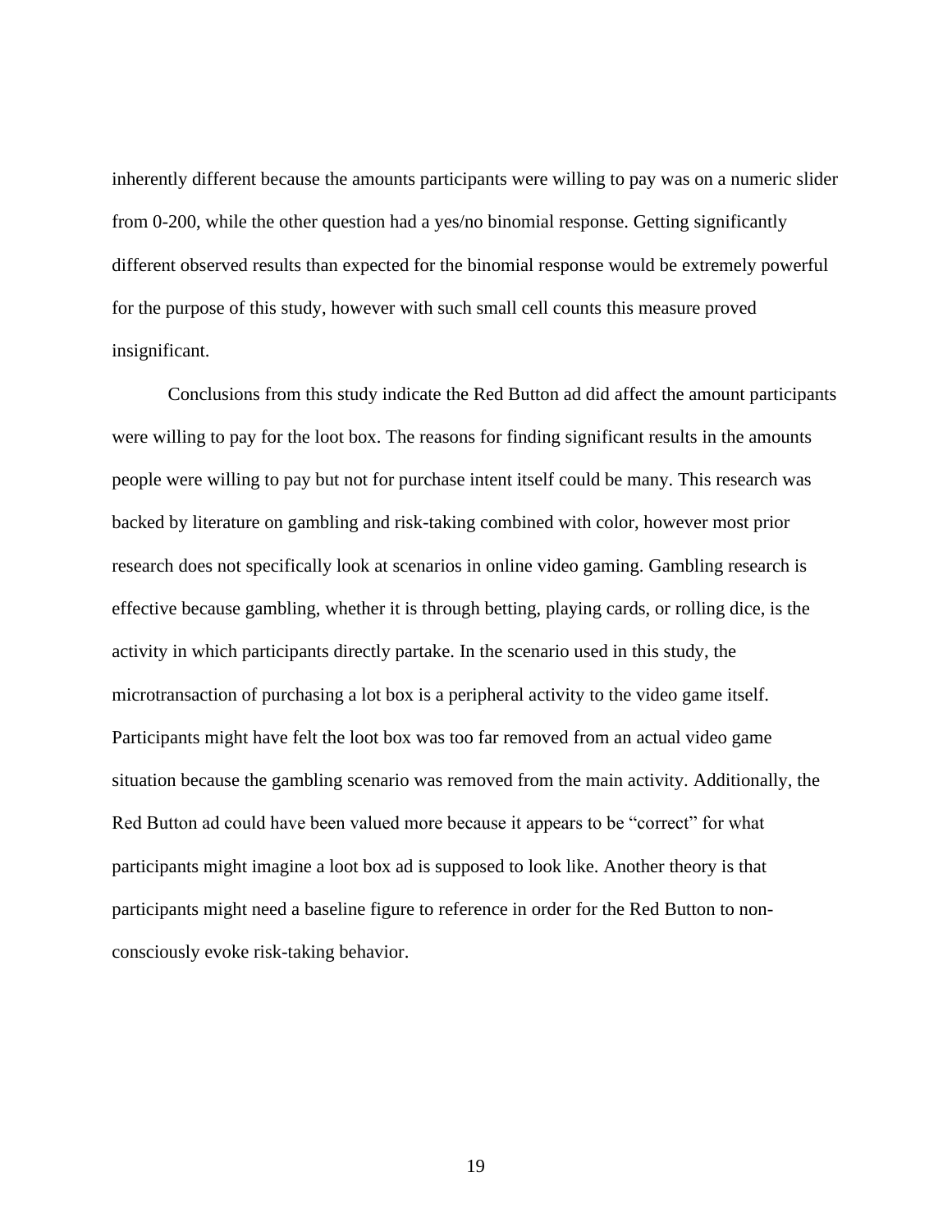inherently different because the amounts participants were willing to pay was on a numeric slider from 0-200, while the other question had a yes/no binomial response. Getting significantly different observed results than expected for the binomial response would be extremely powerful for the purpose of this study, however with such small cell counts this measure proved insignificant.

Conclusions from this study indicate the Red Button ad did affect the amount participants were willing to pay for the loot box. The reasons for finding significant results in the amounts people were willing to pay but not for purchase intent itself could be many. This research was backed by literature on gambling and risk-taking combined with color, however most prior research does not specifically look at scenarios in online video gaming. Gambling research is effective because gambling, whether it is through betting, playing cards, or rolling dice, is the activity in which participants directly partake. In the scenario used in this study, the microtransaction of purchasing a lot box is a peripheral activity to the video game itself. Participants might have felt the loot box was too far removed from an actual video game situation because the gambling scenario was removed from the main activity. Additionally, the Red Button ad could have been valued more because it appears to be "correct" for what participants might imagine a loot box ad is supposed to look like. Another theory is that participants might need a baseline figure to reference in order for the Red Button to non-consciously evoke risk-taking behavior.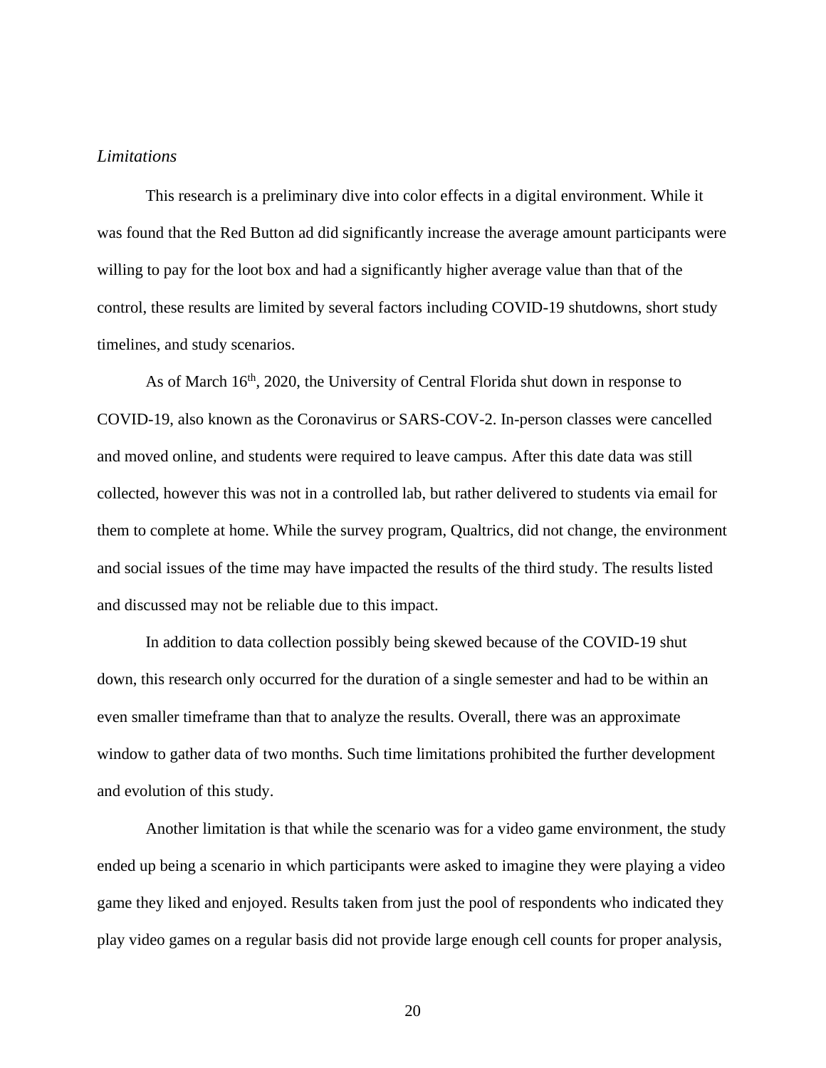*Limitations*

This research is a preliminary dive into color effects in a digital environment. While it was found that the Red Button ad did significantly increase the average amount participants were willing to pay for the loot box and had a significantly higher average value than that of the control, these results are limited by several factors including COVID-19 shutdowns, short study timelines, and study scenarios.

As of March 16th, 2020, the University of Central Florida shut down in response to COVID-19, also known as the Coronavirus or SARS-COV-2. In-person classes were cancelled and moved online, and students were required to leave campus. After this date data was still collected, however this was not in a controlled lab, but rather delivered to students via email for them to complete at home. While the survey program, Qualtrics, did not change, the environment and social issues of the time may have impacted the results of the third study. The results listed and discussed may not be reliable due to this impact.

In addition to data collection possibly being skewed because of the COVID-19 shut down, this research only occurred for the duration of a single semester and had to be within an even smaller timeframe than that to analyze the results. Overall, there was an approximate window to gather data of two months. Such time limitations prohibited the further development and evolution of this study.

Another limitation is that while the scenario was for a video game environment, the study ended up being a scenario in which participants were asked to imagine they were playing a video game they liked and enjoyed. Results taken from just the pool of respondents who indicated they play video games on a regular basis did not provide large enough cell counts for proper analysis,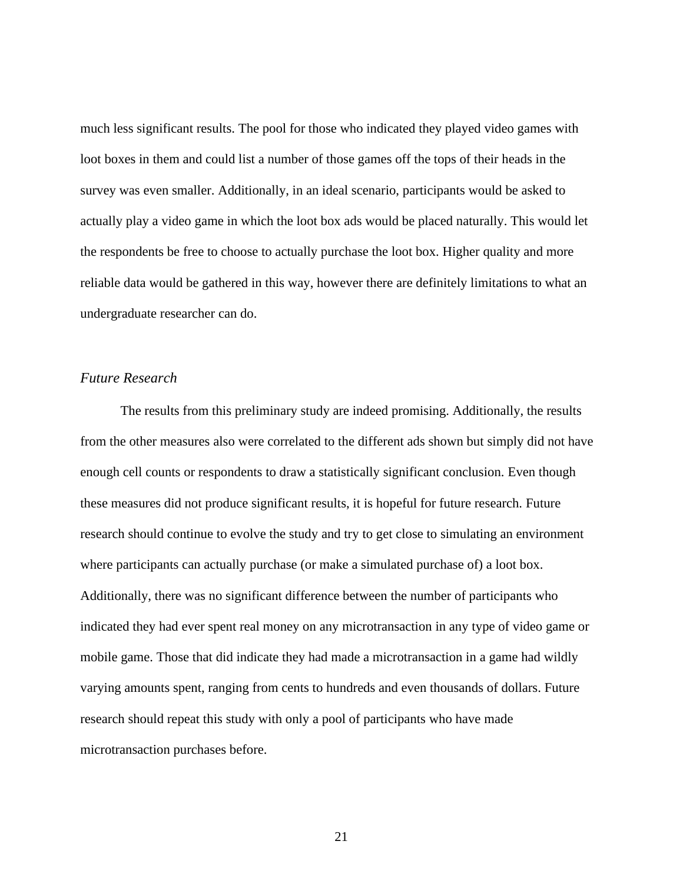much less significant results. The pool for those who indicated they played video games with loot boxes in them and could list a number of those games off the tops of their heads in the survey was even smaller. Additionally, in an ideal scenario, participants would be asked to actually play a video game in which the loot box ads would be placed naturally. This would let the respondents be free to choose to actually purchase the loot box. Higher quality and more reliable data would be gathered in this way, however there are definitely limitations to what an undergraduate researcher can do.

### *Future Research*

The results from this preliminary study are indeed promising. Additionally, the results from the other measures also were correlated to the different ads shown but simply did not have enough cell counts or respondents to draw a statistically significant conclusion. Even though these measures did not produce significant results, it is hopeful for future research. Future research should continue to evolve the study and try to get close to simulating an environment where participants can actually purchase (or make a simulated purchase of) a loot box. Additionally, there was no significant difference between the number of participants who indicated they had ever spent real money on any microtransaction in any type of video game or mobile game. Those that did indicate they had made a microtransaction in a game had wildly varying amounts spent, ranging from cents to hundreds and even thousands of dollars. Future research should repeat this study with only a pool of participants who have made microtransaction purchases before.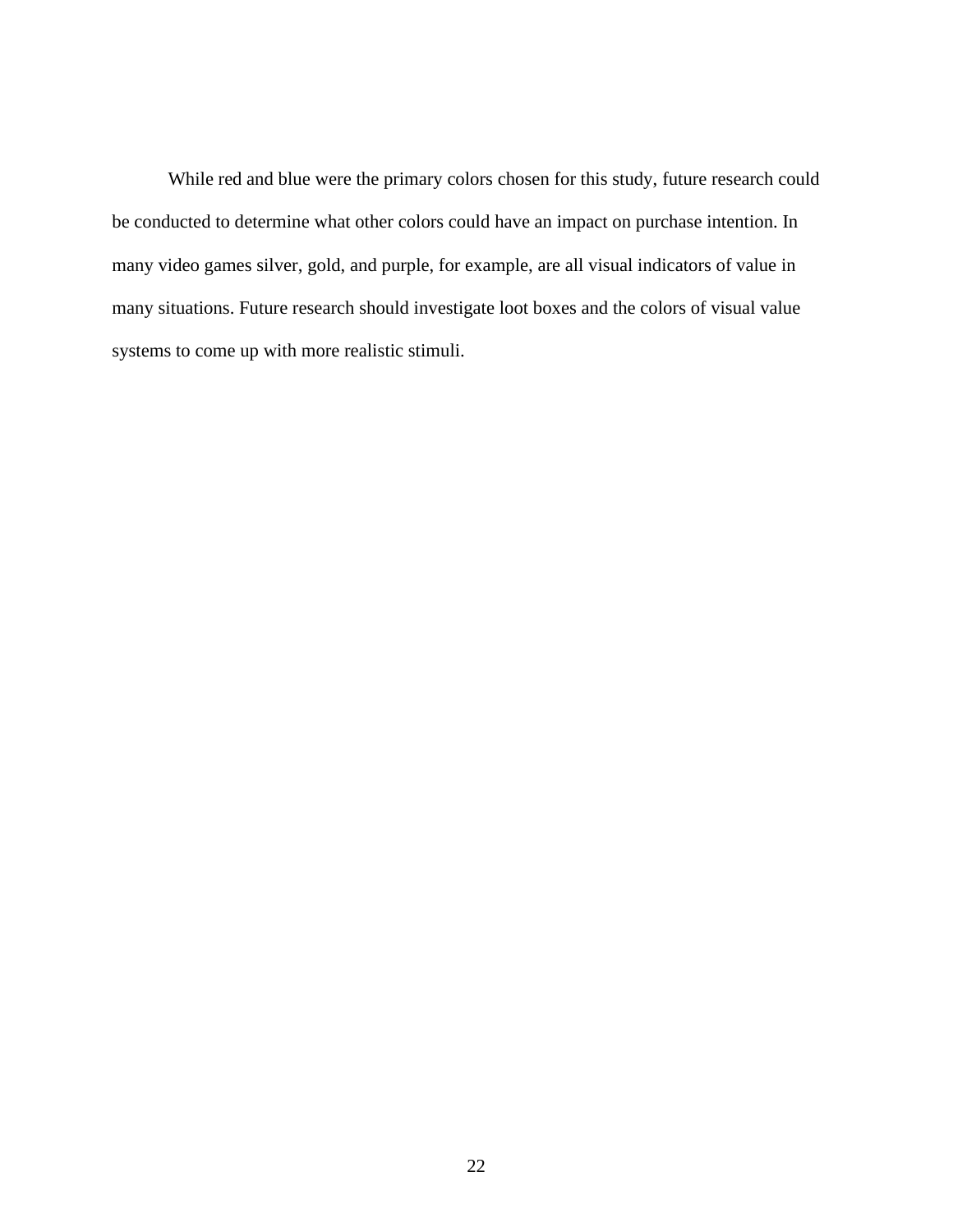While red and blue were the primary colors chosen for this study, future research could be conducted to determine what other colors could have an impact on purchase intention. In many video games silver, gold, and purple, for example, are all visual indicators of value in many situations. Future research should investigate loot boxes and the colors of visual value systems to come up with more realistic stimuli.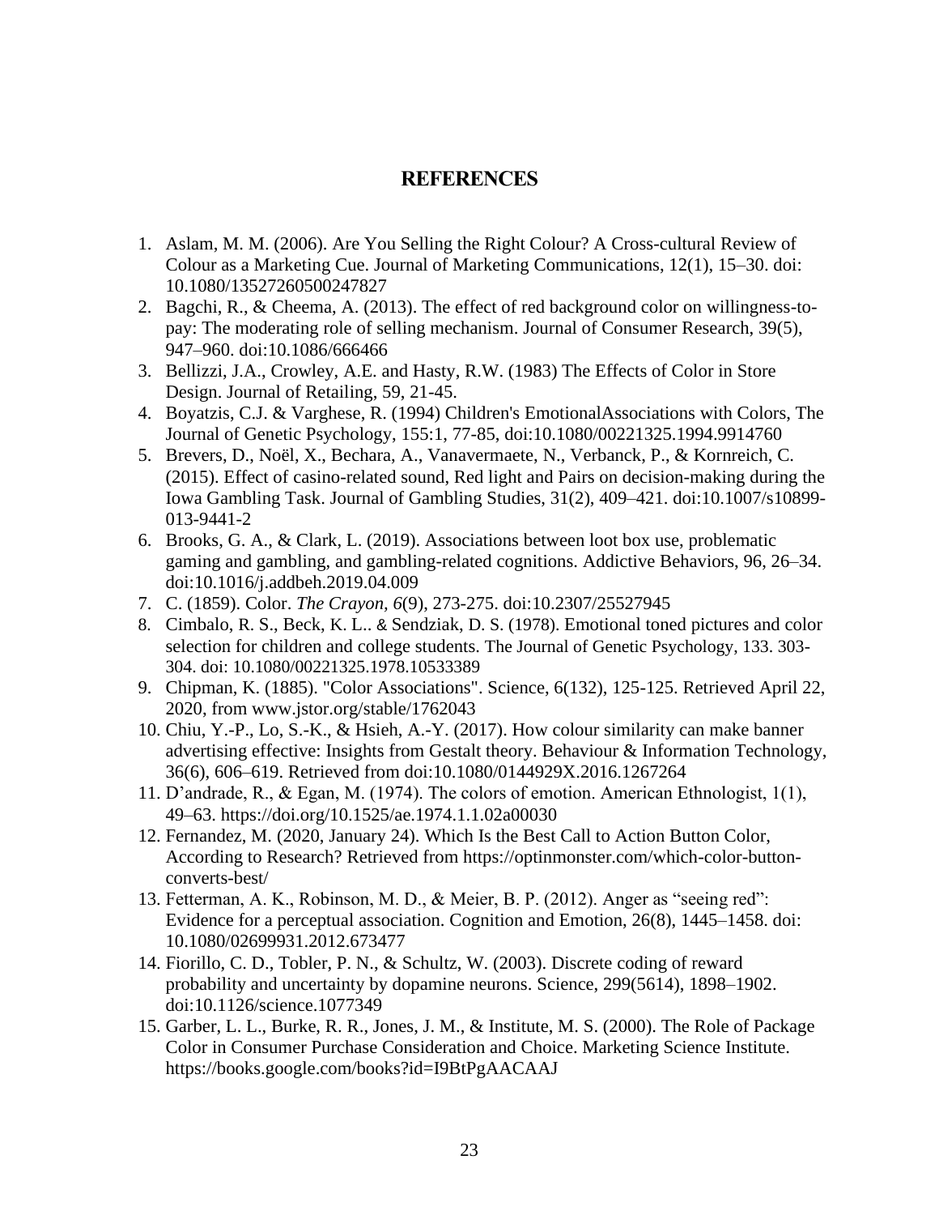## REFERENCES

1. Aslam, M. M. (2006). Are You Selling the Right Colour? A Cross-cultural Review of Colour as a Marketing Cue. Journal of Marketing Communications, 12(1), 15–30. doi: 10.1080/13527260500247827
2. Bagchi, R., & Cheema, A. (2013). The effect of red background color on willingness-to-pay: The moderating role of selling mechanism. Journal of Consumer Research, 39(5), 947–960. doi:10.1086/666466
3. Bellizzi, J.A., Crowley, A.E. and Hasty, R.W. (1983) The Effects of Color in Store Design. Journal of Retailing, 59, 21-45.
4. Boyatzis, C.J. & Varghese, R. (1994) Children's EmotionalAssociations with Colors, The Journal of Genetic Psychology, 155:1, 77-85, doi:10.1080/00221325.1994.9914760
5. Brevers, D., Noël, X., Bechara, A., Vanavermaete, N., Verbanck, P., & Kornreich, C. (2015). Effect of casino-related sound, Red light and Pairs on decision-making during the Iowa Gambling Task. Journal of Gambling Studies, 31(2), 409–421. doi:10.1007/s10899-013-9441-2
6. Brooks, G. A., & Clark, L. (2019). Associations between loot box use, problematic gaming and gambling, and gambling-related cognitions. Addictive Behaviors, 96, 26–34. doi:10.1016/j.addbeh.2019.04.009
7. C. (1859). Color. *The Crayon, 6*(9), 273-275. doi:10.2307/25527945
8. Cimbalo, R. S., Beck, K. L.. & Sendziak, D. S. (1978). Emotional toned pictures and color selection for children and college students. The Journal of Genetic Psychology, 133. 303-304. doi: 10.1080/00221325.1978.10533389
9. Chipman, K. (1885). "Color Associations". Science, 6(132), 125-125. Retrieved April 22, 2020, from www.jstor.org/stable/1762043
10. Chiu, Y.-P., Lo, S.-K., & Hsieh, A.-Y. (2017). How colour similarity can make banner advertising effective: Insights from Gestalt theory. Behaviour & Information Technology, 36(6), 606–619. Retrieved from doi:10.1080/0144929X.2016.1267264
11. D'andrade, R., & Egan, M. (1974). The colors of emotion. American Ethnologist, 1(1), 49–63. https://doi.org/10.1525/ae.1974.1.1.02a00030
12. Fernandez, M. (2020, January 24). Which Is the Best Call to Action Button Color, According to Research? Retrieved from https://optinmonster.com/which-color-button-converts-best/
13. Fetterman, A. K., Robinson, M. D., & Meier, B. P. (2012). Anger as "seeing red": Evidence for a perceptual association. Cognition and Emotion, 26(8), 1445–1458. doi: 10.1080/02699931.2012.673477
14. Fiorillo, C. D., Tobler, P. N., & Schultz, W. (2003). Discrete coding of reward probability and uncertainty by dopamine neurons. Science, 299(5614), 1898–1902. doi:10.1126/science.1077349
15. Garber, L. L., Burke, R. R., Jones, J. M., & Institute, M. S. (2000). The Role of Package Color in Consumer Purchase Consideration and Choice. Marketing Science Institute. https://books.google.com/books?id=I9BtPgAACAAJ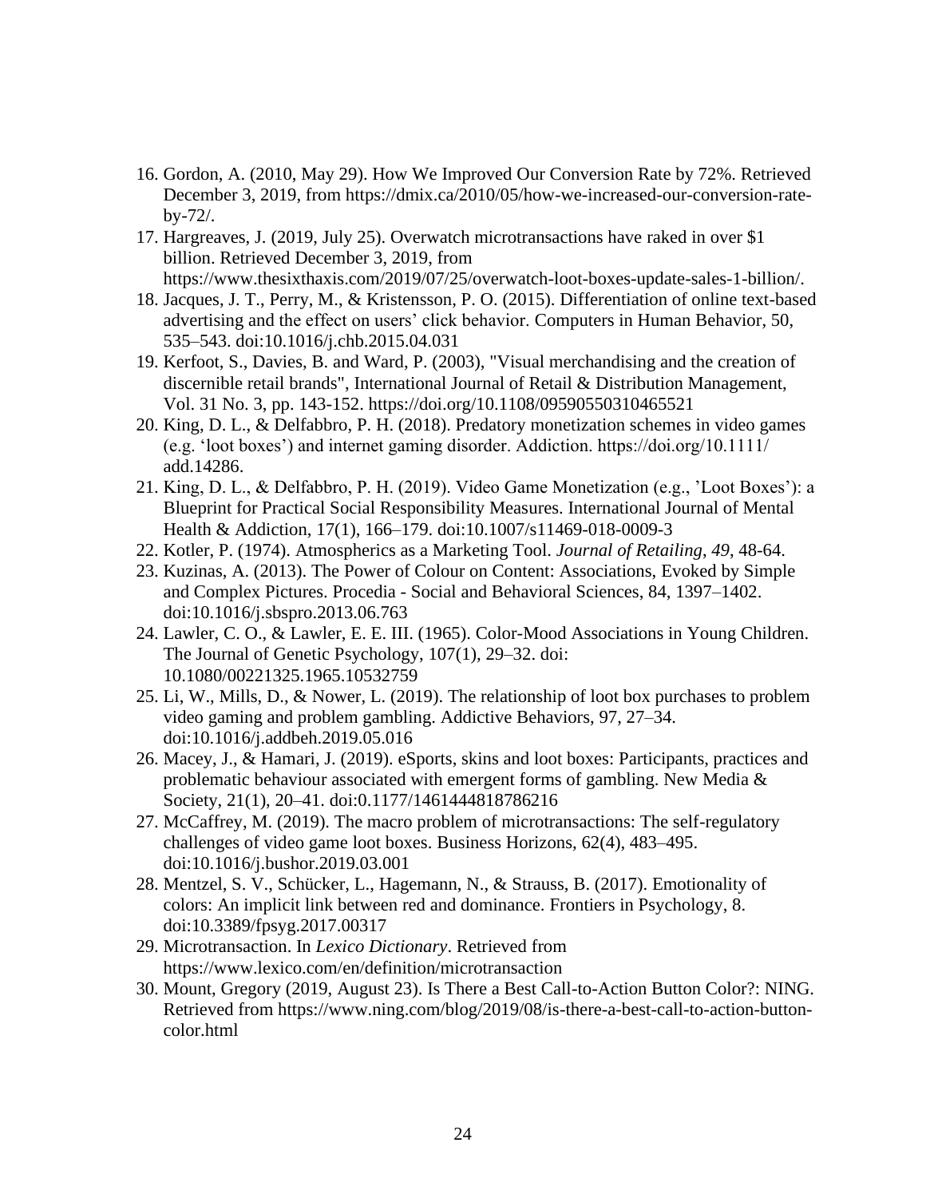16. Gordon, A. (2010, May 29). How We Improved Our Conversion Rate by 72%. Retrieved December 3, 2019, from https://dmix.ca/2010/05/how-we-increased-our-conversion-rate-by-72/.
17. Hargreaves, J. (2019, July 25). Overwatch microtransactions have raked in over $1 billion. Retrieved December 3, 2019, from https://www.thesixthaxis.com/2019/07/25/overwatch-loot-boxes-update-sales-1-billion/.
18. Jacques, J. T., Perry, M., & Kristensson, P. O. (2015). Differentiation of online text-based advertising and the effect on users' click behavior. Computers in Human Behavior, 50, 535–543. doi:10.1016/j.chb.2015.04.031
19. Kerfoot, S., Davies, B. and Ward, P. (2003), "Visual merchandising and the creation of discernible retail brands", International Journal of Retail & Distribution Management, Vol. 31 No. 3, pp. 143-152. https://doi.org/10.1108/09590550310465521
20. King, D. L., & Delfabbro, P. H. (2018). Predatory monetization schemes in video games (e.g. 'loot boxes') and internet gaming disorder. Addiction. https://doi.org/10.1111/add.14286.
21. King, D. L., & Delfabbro, P. H. (2019). Video Game Monetization (e.g., 'Loot Boxes'): a Blueprint for Practical Social Responsibility Measures. International Journal of Mental Health & Addiction, 17(1), 166–179. doi:10.1007/s11469-018-0009-3
22. Kotler, P. (1974). Atmospherics as a Marketing Tool. *Journal of Retailing*, *49*, 48-64.
23. Kuzinas, A. (2013). The Power of Colour on Content: Associations, Evoked by Simple and Complex Pictures. Procedia - Social and Behavioral Sciences, 84, 1397–1402. doi:10.1016/j.sbspro.2013.06.763
24. Lawler, C. O., & Lawler, E. E. III. (1965). Color-Mood Associations in Young Children. The Journal of Genetic Psychology, 107(1), 29–32. doi: 10.1080/00221325.1965.10532759
25. Li, W., Mills, D., & Nower, L. (2019). The relationship of loot box purchases to problem video gaming and problem gambling. Addictive Behaviors, 97, 27–34. doi:10.1016/j.addbeh.2019.05.016
26. Macey, J., & Hamari, J. (2019). eSports, skins and loot boxes: Participants, practices and problematic behaviour associated with emergent forms of gambling. New Media & Society, 21(1), 20–41. doi:0.1177/1461444818786216
27. McCaffrey, M. (2019). The macro problem of microtransactions: The self-regulatory challenges of video game loot boxes. Business Horizons, 62(4), 483–495. doi:10.1016/j.bushor.2019.03.001
28. Mentzel, S. V., Schücker, L., Hagemann, N., & Strauss, B. (2017). Emotionality of colors: An implicit link between red and dominance. Frontiers in Psychology, 8. doi:10.3389/fpsyg.2017.00317
29. Microtransaction. In *Lexico Dictionary*. Retrieved from https://www.lexico.com/en/definition/microtransaction
30. Mount, Gregory (2019, August 23). Is There a Best Call-to-Action Button Color?: NING. Retrieved from https://www.ning.com/blog/2019/08/is-there-a-best-call-to-action-button-color.html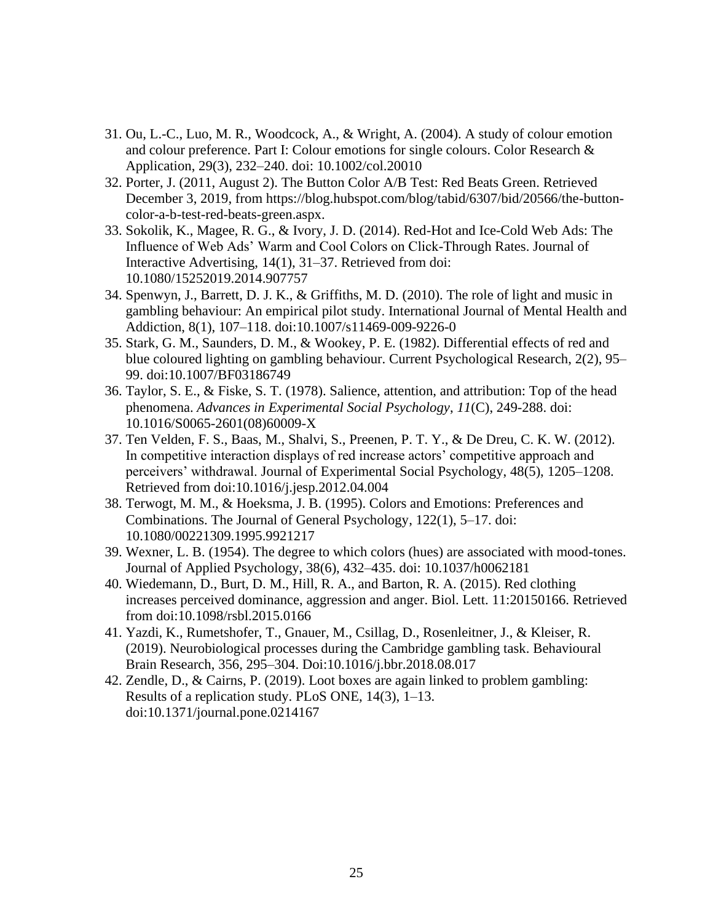31. Ou, L.-C., Luo, M. R., Woodcock, A., & Wright, A. (2004). A study of colour emotion and colour preference. Part I: Colour emotions for single colours. Color Research & Application, 29(3), 232–240. doi: 10.1002/col.20010
32. Porter, J. (2011, August 2). The Button Color A/B Test: Red Beats Green. Retrieved December 3, 2019, from https://blog.hubspot.com/blog/tabid/6307/bid/20566/the-button-color-a-b-test-red-beats-green.aspx.
33. Sokolik, K., Magee, R. G., & Ivory, J. D. (2014). Red-Hot and Ice-Cold Web Ads: The Influence of Web Ads' Warm and Cool Colors on Click-Through Rates. Journal of Interactive Advertising, 14(1), 31–37. Retrieved from doi: 10.1080/15252019.2014.907757
34. Spenwyn, J., Barrett, D. J. K., & Griffiths, M. D. (2010). The role of light and music in gambling behaviour: An empirical pilot study. International Journal of Mental Health and Addiction, 8(1), 107–118. doi:10.1007/s11469-009-9226-0
35. Stark, G. M., Saunders, D. M., & Wookey, P. E. (1982). Differential effects of red and blue coloured lighting on gambling behaviour. Current Psychological Research, 2(2), 95–99. doi:10.1007/BF03186749
36. Taylor, S. E., & Fiske, S. T. (1978). Salience, attention, and attribution: Top of the head phenomena. *Advances in Experimental Social Psychology*, *11*(C), 249-288. doi: 10.1016/S0065-2601(08)60009-X
37. Ten Velden, F. S., Baas, M., Shalvi, S., Preenen, P. T. Y., & De Dreu, C. K. W. (2012). In competitive interaction displays of red increase actors' competitive approach and perceivers' withdrawal. Journal of Experimental Social Psychology, 48(5), 1205–1208. Retrieved from doi:10.1016/j.jesp.2012.04.004
38. Terwogt, M. M., & Hoeksma, J. B. (1995). Colors and Emotions: Preferences and Combinations. The Journal of General Psychology, 122(1), 5–17. doi: 10.1080/00221309.1995.9921217
39. Wexner, L. B. (1954). The degree to which colors (hues) are associated with mood-tones. Journal of Applied Psychology, 38(6), 432–435. doi: 10.1037/h0062181
40. Wiedemann, D., Burt, D. M., Hill, R. A., and Barton, R. A. (2015). Red clothing increases perceived dominance, aggression and anger. Biol. Lett. 11:20150166. Retrieved from doi:10.1098/rsbl.2015.0166
41. Yazdi, K., Rumetshofer, T., Gnauer, M., Csillag, D., Rosenleitner, J., & Kleiser, R. (2019). Neurobiological processes during the Cambridge gambling task. Behavioural Brain Research, 356, 295–304. Doi:10.1016/j.bbr.2018.08.017
42. Zendle, D., & Cairns, P. (2019). Loot boxes are again linked to problem gambling: Results of a replication study. PLoS ONE, 14(3), 1–13. doi:10.1371/journal.pone.0214167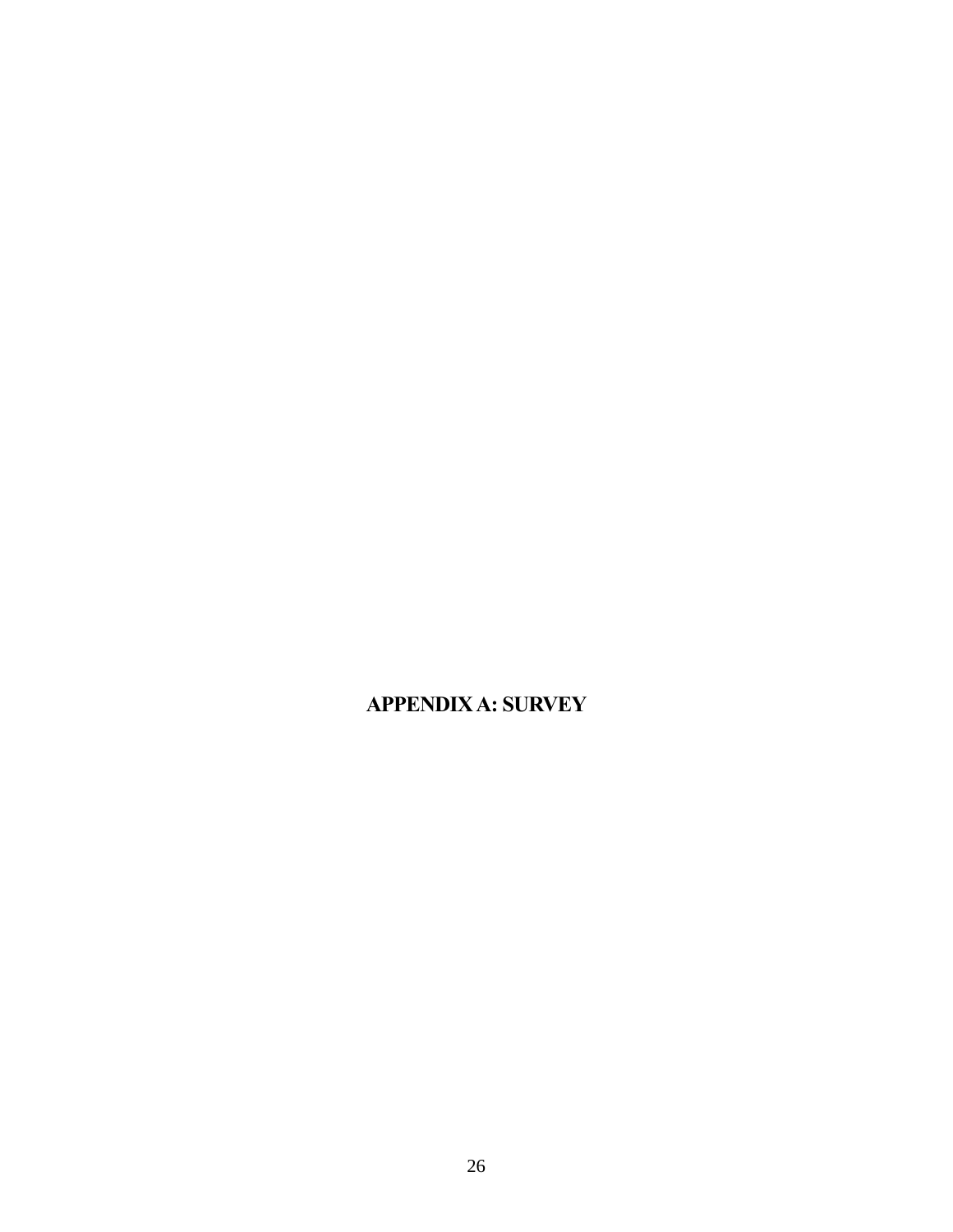# APPENDIX A: SURVEY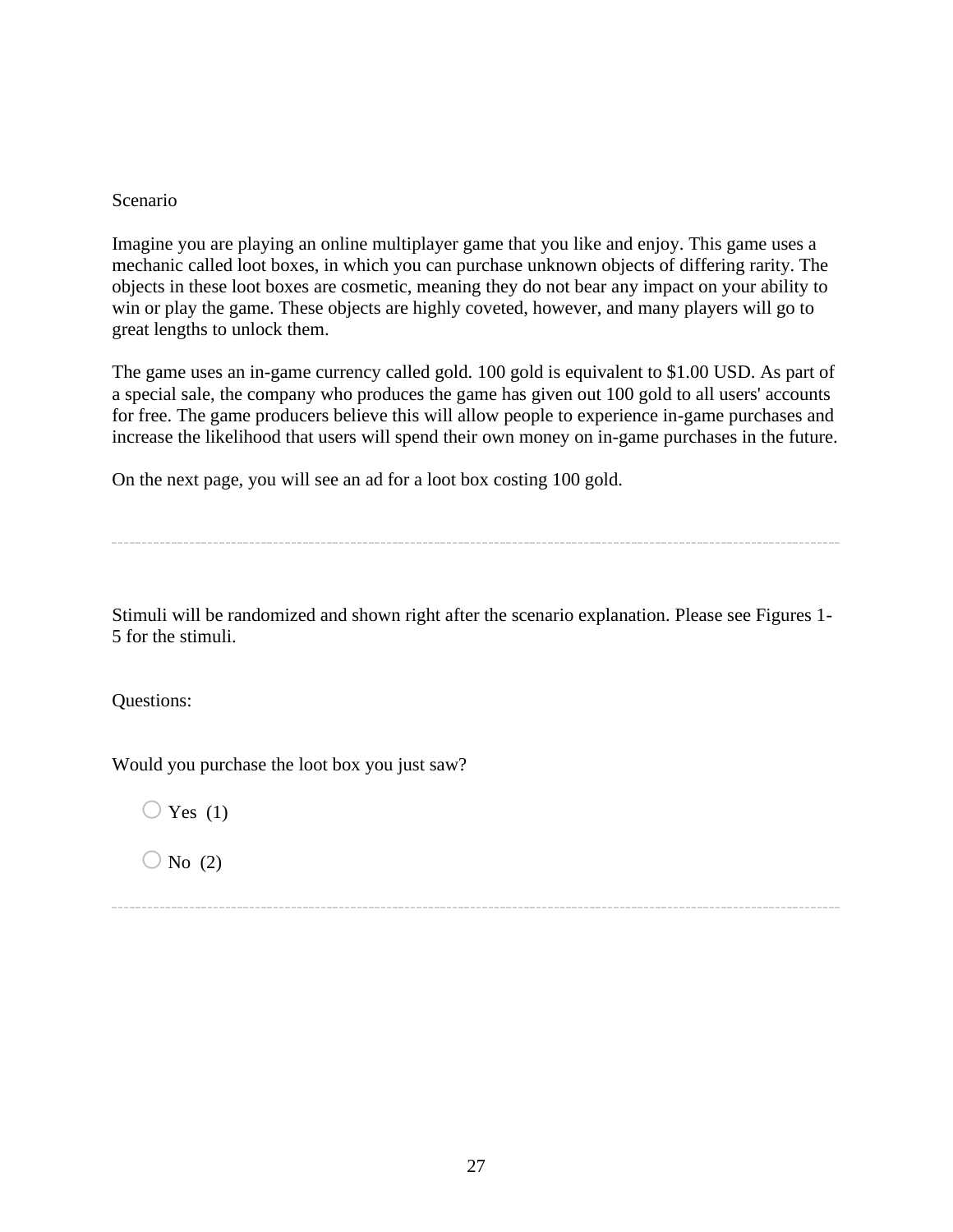Scenario

Imagine you are playing an online multiplayer game that you like and enjoy. This game uses a mechanic called loot boxes, in which you can purchase unknown objects of differing rarity. The objects in these loot boxes are cosmetic, meaning they do not bear any impact on your ability to win or play the game. These objects are highly coveted, however, and many players will go to great lengths to unlock them.

The game uses an in-game currency called gold. 100 gold is equivalent to $1.00 USD. As part of a special sale, the company who produces the game has given out 100 gold to all users' accounts for free. The game producers believe this will allow people to experience in-game purchases and increase the likelihood that users will spend their own money on in-game purchases in the future.

On the next page, you will see an ad for a loot box costing 100 gold.

---

Stimuli will be randomized and shown right after the scenario explanation. Please see Figures 1-5 for the stimuli.

Questions:

Would you purchase the loot box you just saw?

- ○ Yes (1)
- ○ No (2)

---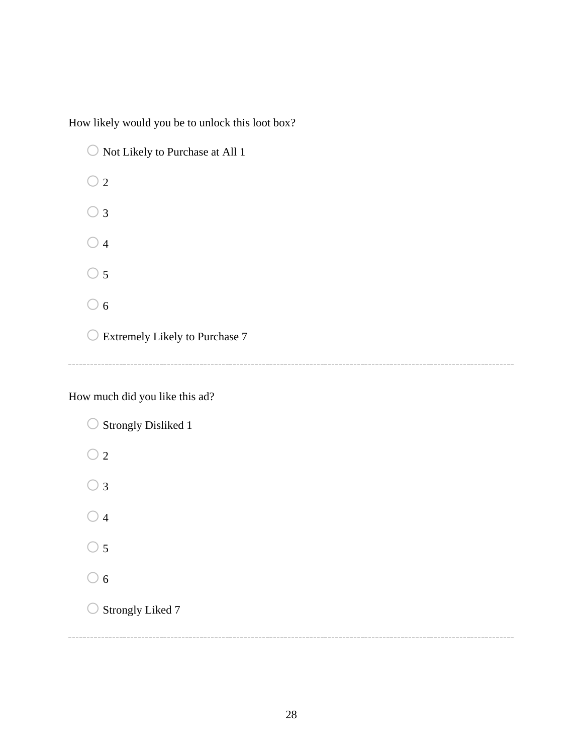How likely would you be to unlock this loot box?

- Not Likely to Purchase at All 1
- 2
- 3
- 4
- 5
- 6
- Extremely Likely to Purchase 7

---

How much did you like this ad?

- Strongly Disliked 1
- 2
- 3
- 4
- 5
- 6
- Strongly Liked 7

---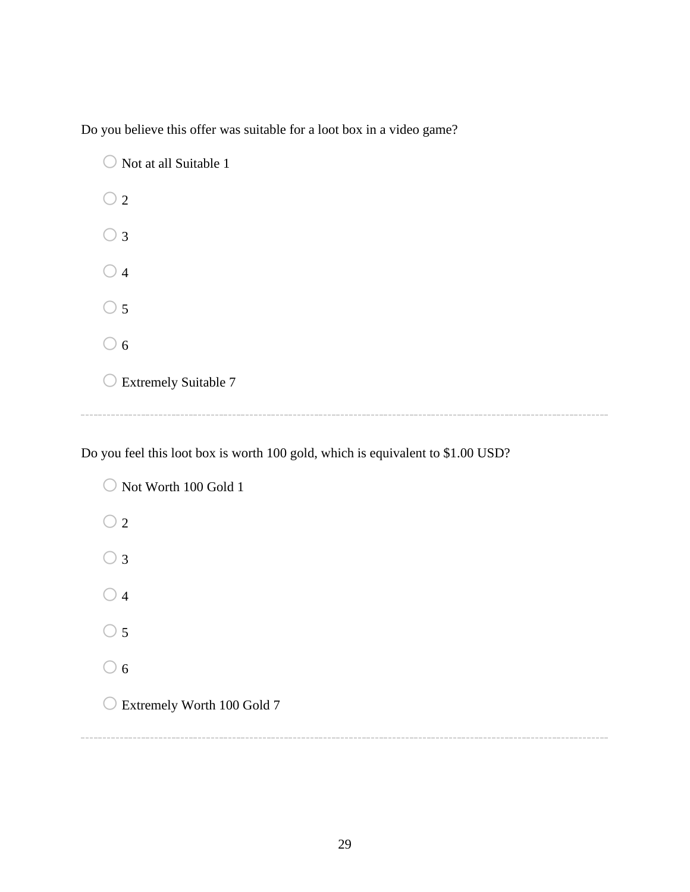Do you believe this offer was suitable for a loot box in a video game?

- ◯ Not at all Suitable 1
- ◯ 2
- ◯ 3
- ◯ 4
- ◯ 5
- ◯ 6
- ◯ Extremely Suitable 7

---

Do you feel this loot box is worth 100 gold, which is equivalent to $1.00 USD?

- ◯ Not Worth 100 Gold 1
- ◯ 2
- ◯ 3
- ◯ 4
- ◯ 5
- ◯ 6
- ◯ Extremely Worth 100 Gold 7

---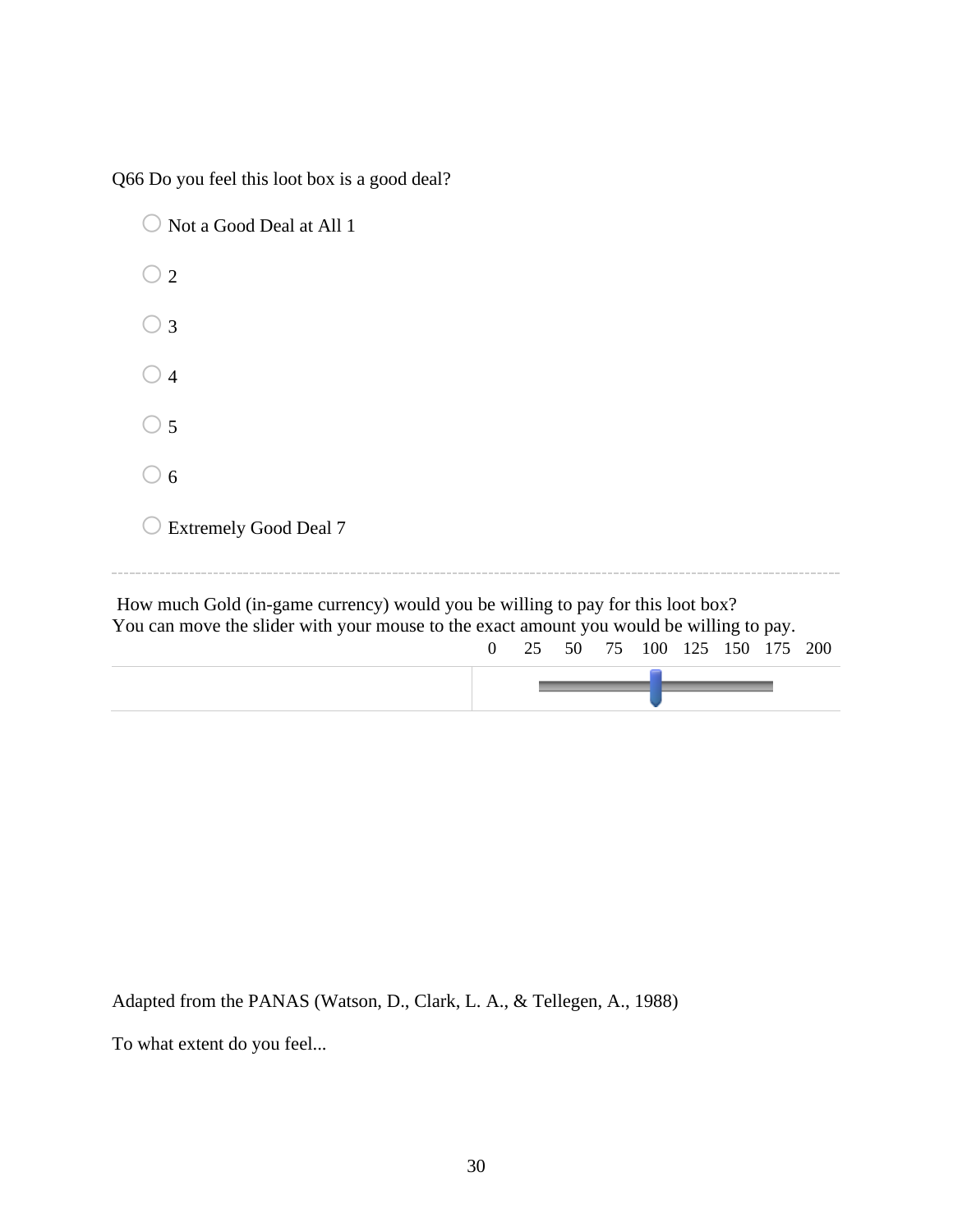Q66 Do you feel this loot box is a good deal?

- Not a Good Deal at All 1
- 2
- 3
- 4
- 5
- 6
- Extremely Good Deal 7

---

How much Gold (in-game currency) would you be willing to pay for this loot box?
You can move the slider with your mouse to the exact amount you would be willing to pay.

| | 0 | 25 | 50 | 75 | 100 | 125 | 150 | 175 | 200 |
|---|---|---|---|---|---|---|---|---|---|
| | | | | | | | | | |

Adapted from the PANAS (Watson, D., Clark, L. A., & Tellegen, A., 1988)

To what extent do you feel...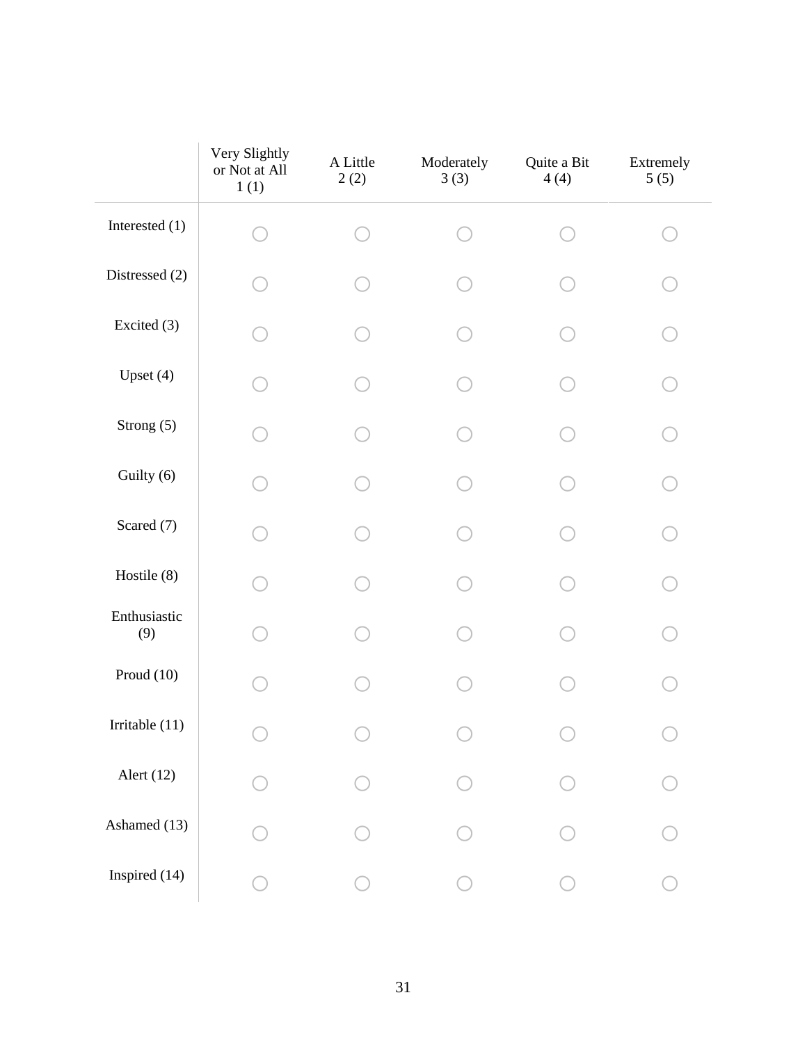| | Very Slightly or Not at All 1 (1) | A Little 2 (2) | Moderately 3 (3) | Quite a Bit 4 (4) | Extremely 5 (5) |
|---|---|---|---|---|---|
| Interested (1) | ○ | ○ | ○ | ○ | ○ |
| Distressed (2) | ○ | ○ | ○ | ○ | ○ |
| Excited (3) | ○ | ○ | ○ | ○ | ○ |
| Upset (4) | ○ | ○ | ○ | ○ | ○ |
| Strong (5) | ○ | ○ | ○ | ○ | ○ |
| Guilty (6) | ○ | ○ | ○ | ○ | ○ |
| Scared (7) | ○ | ○ | ○ | ○ | ○ |
| Hostile (8) | ○ | ○ | ○ | ○ | ○ |
| Enthusiastic (9) | ○ | ○ | ○ | ○ | ○ |
| Proud (10) | ○ | ○ | ○ | ○ | ○ |
| Irritable (11) | ○ | ○ | ○ | ○ | ○ |
| Alert (12) | ○ | ○ | ○ | ○ | ○ |
| Ashamed (13) | ○ | ○ | ○ | ○ | ○ |
| Inspired (14) | ○ | ○ | ○ | ○ | ○ |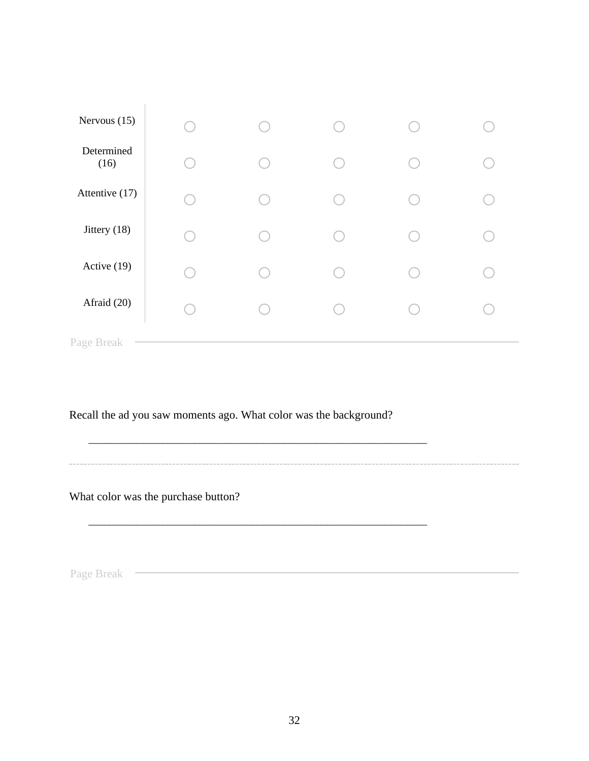| | | | | | |
|---|---|---|---|---|---|
| Nervous (15) | ○ | ○ | ○ | ○ | ○ |
| Determined (16) | ○ | ○ | ○ | ○ | ○ |
| Attentive (17) | ○ | ○ | ○ | ○ | ○ |
| Jittery (18) | ○ | ○ | ○ | ○ | ○ |
| Active (19) | ○ | ○ | ○ | ○ | ○ |
| Afraid (20) | ○ | ○ | ○ | ○ | ○ |

Page Break

Recall the ad you saw moments ago. What color was the background?

________________________________________________________________

What color was the purchase button?

________________________________________________________________

Page Break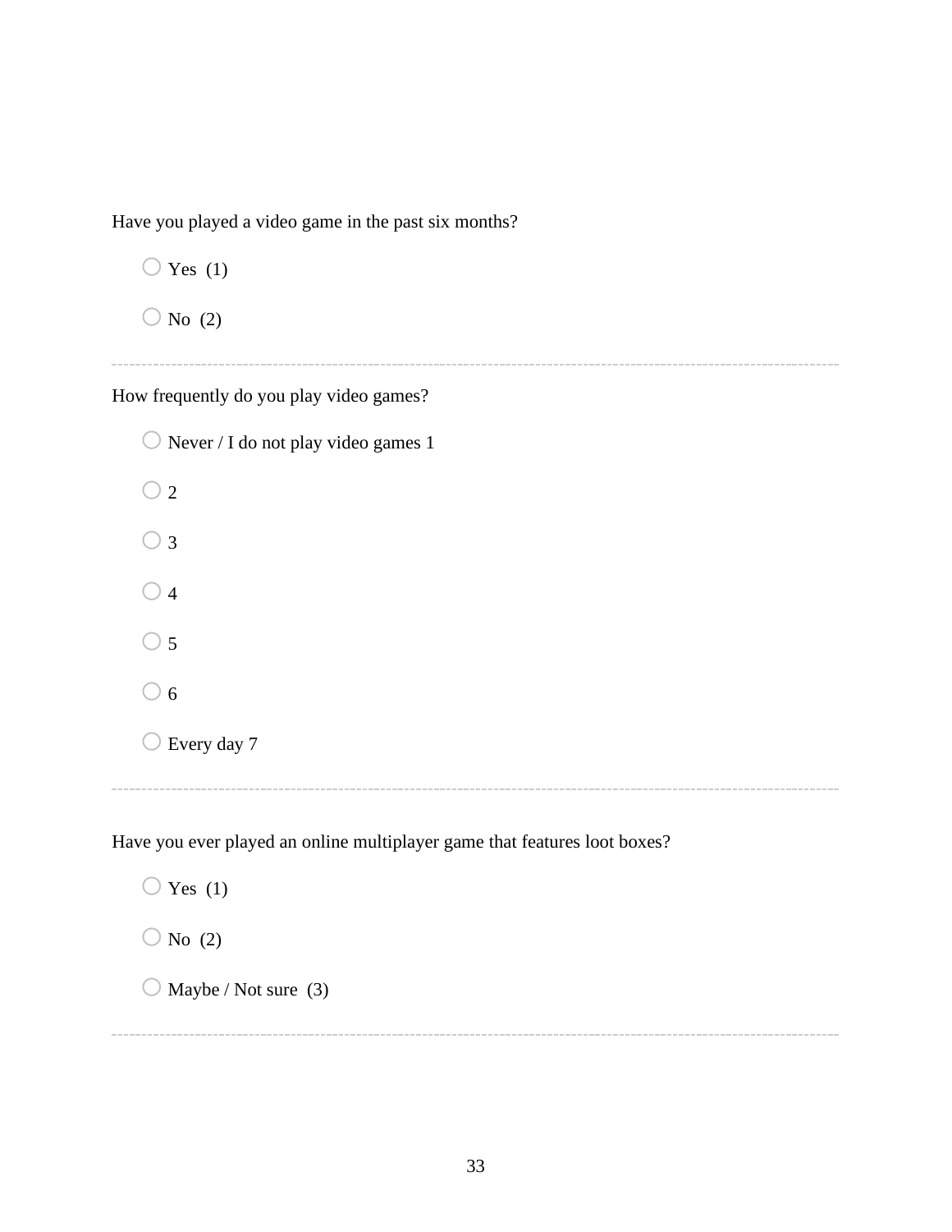Have you played a video game in the past six months?

- ○ Yes (1)
- ○ No (2)

---

How frequently do you play video games?

- ○ Never / I do not play video games 1
- ○ 2
- ○ 3
- ○ 4
- ○ 5
- ○ 6
- ○ Every day 7

---

Have you ever played an online multiplayer game that features loot boxes?

- ○ Yes (1)
- ○ No (2)
- ○ Maybe / Not sure (3)

---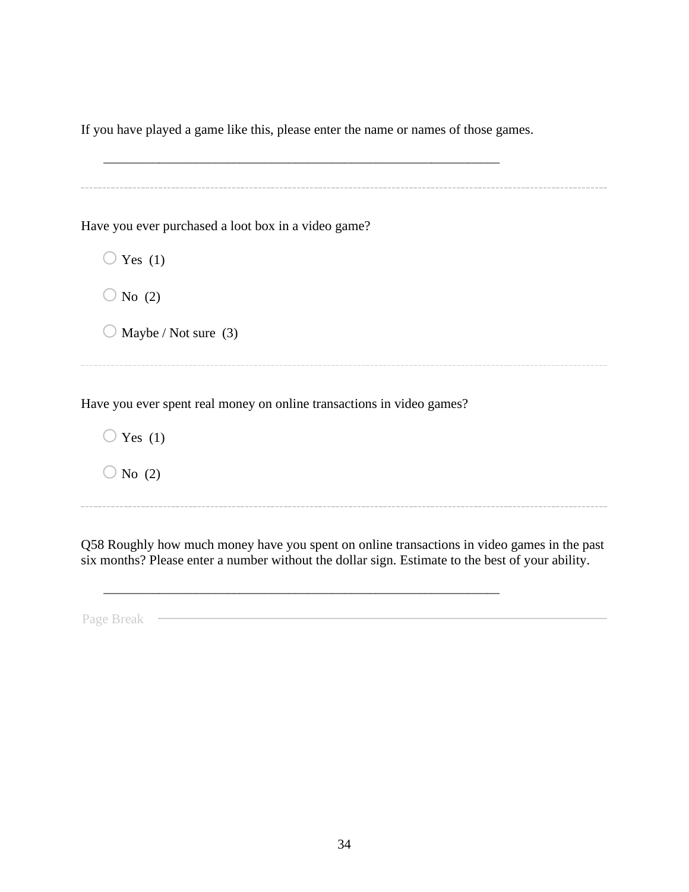If you have played a game like this, please enter the name or names of those games.

________________________________________________________________

---

Have you ever purchased a loot box in a video game?

- ○ Yes (1)
- ○ No (2)
- ○ Maybe / Not sure (3)

---

Have you ever spent real money on online transactions in video games?

- ○ Yes (1)
- ○ No (2)

---

Q58 Roughly how much money have you spent on online transactions in video games in the past six months? Please enter a number without the dollar sign. Estimate to the best of your ability.

________________________________________________________________

Page Break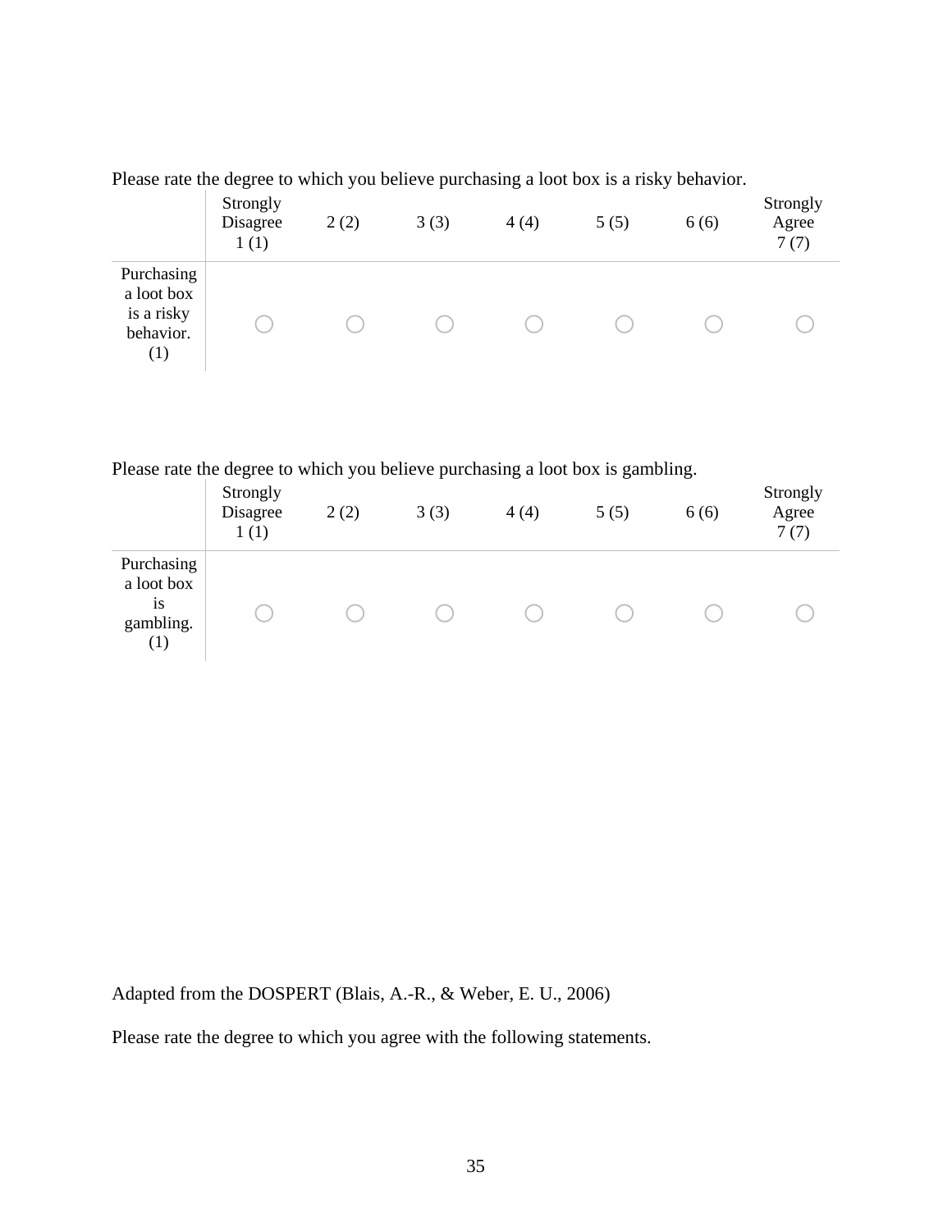Please rate the degree to which you believe purchasing a loot box is a risky behavior.

| | Strongly Disagree 1 (1) | 2 (2) | 3 (3) | 4 (4) | 5 (5) | 6 (6) | Strongly Agree 7 (7) |
|---|---|---|---|---|---|---|---|
| Purchasing a loot box is a risky behavior. (1) | ○ | ○ | ○ | ○ | ○ | ○ | ○ |

Please rate the degree to which you believe purchasing a loot box is gambling.

| | Strongly Disagree 1 (1) | 2 (2) | 3 (3) | 4 (4) | 5 (5) | 6 (6) | Strongly Agree 7 (7) |
|---|---|---|---|---|---|---|---|
| Purchasing a loot box is gambling. (1) | ○ | ○ | ○ | ○ | ○ | ○ | ○ |

Adapted from the DOSPERT (Blais, A.-R., & Weber, E. U., 2006)

Please rate the degree to which you agree with the following statements.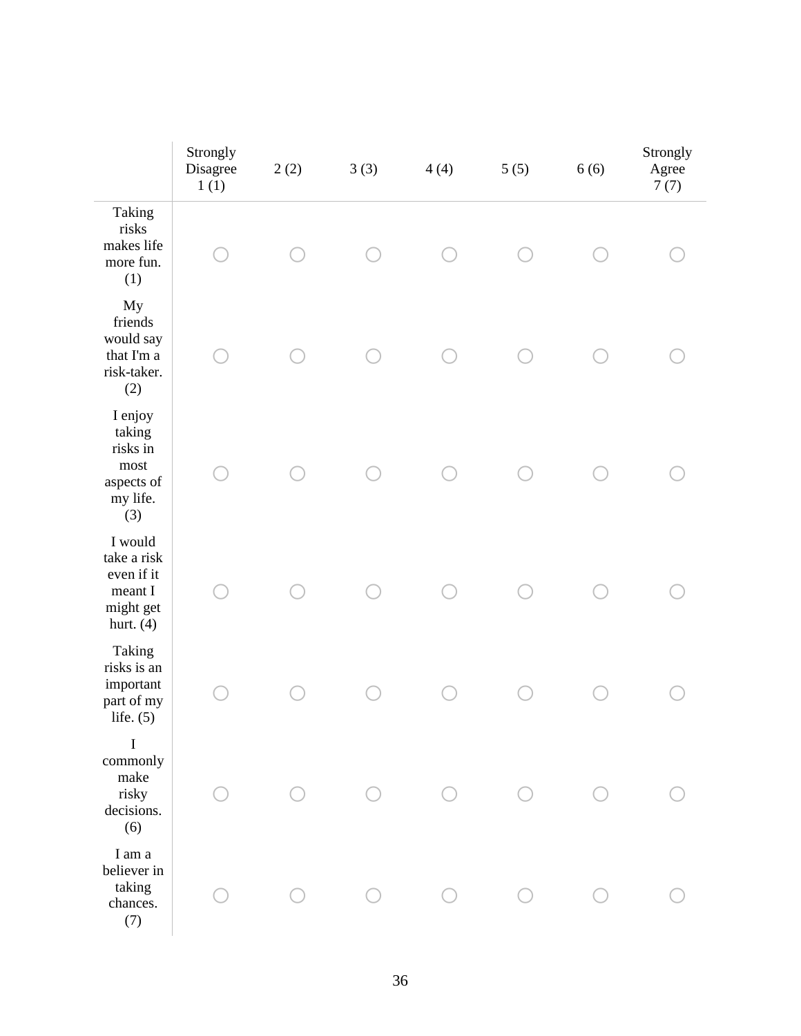| | Strongly Disagree 1 (1) | 2 (2) | 3 (3) | 4 (4) | 5 (5) | 6 (6) | Strongly Agree 7 (7) |
|---|---|---|---|---|---|---|---|
| Taking risks makes life more fun. (1) | ○ | ○ | ○ | ○ | ○ | ○ | ○ |
| My friends would say that I'm a risk-taker. (2) | ○ | ○ | ○ | ○ | ○ | ○ | ○ |
| I enjoy taking risks in most aspects of my life. (3) | ○ | ○ | ○ | ○ | ○ | ○ | ○ |
| I would take a risk even if it meant I might get hurt. (4) | ○ | ○ | ○ | ○ | ○ | ○ | ○ |
| Taking risks is an important part of my life. (5) | ○ | ○ | ○ | ○ | ○ | ○ | ○ |
| I commonly make risky decisions. (6) | ○ | ○ | ○ | ○ | ○ | ○ | ○ |
| I am a believer in taking chances. (7) | ○ | ○ | ○ | ○ | ○ | ○ | ○ |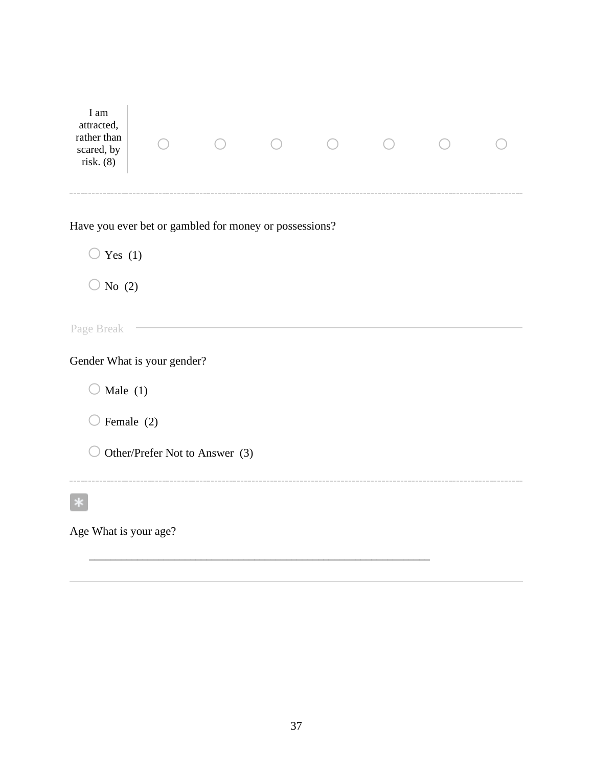| | | | | | | | |
|---|---|---|---|---|---|---|---|
| I am attracted, rather than scared, by risk. (8) | ○ | ○ | ○ | ○ | ○ | ○ | ○ |

Have you ever bet or gambled for money or possessions?

○ Yes (1)

○ No (2)

Page Break

Gender What is your gender?

○ Male (1)

○ Female (2)

○ Other/Prefer Not to Answer (3)

*

Age What is your age?

________________________________________________________________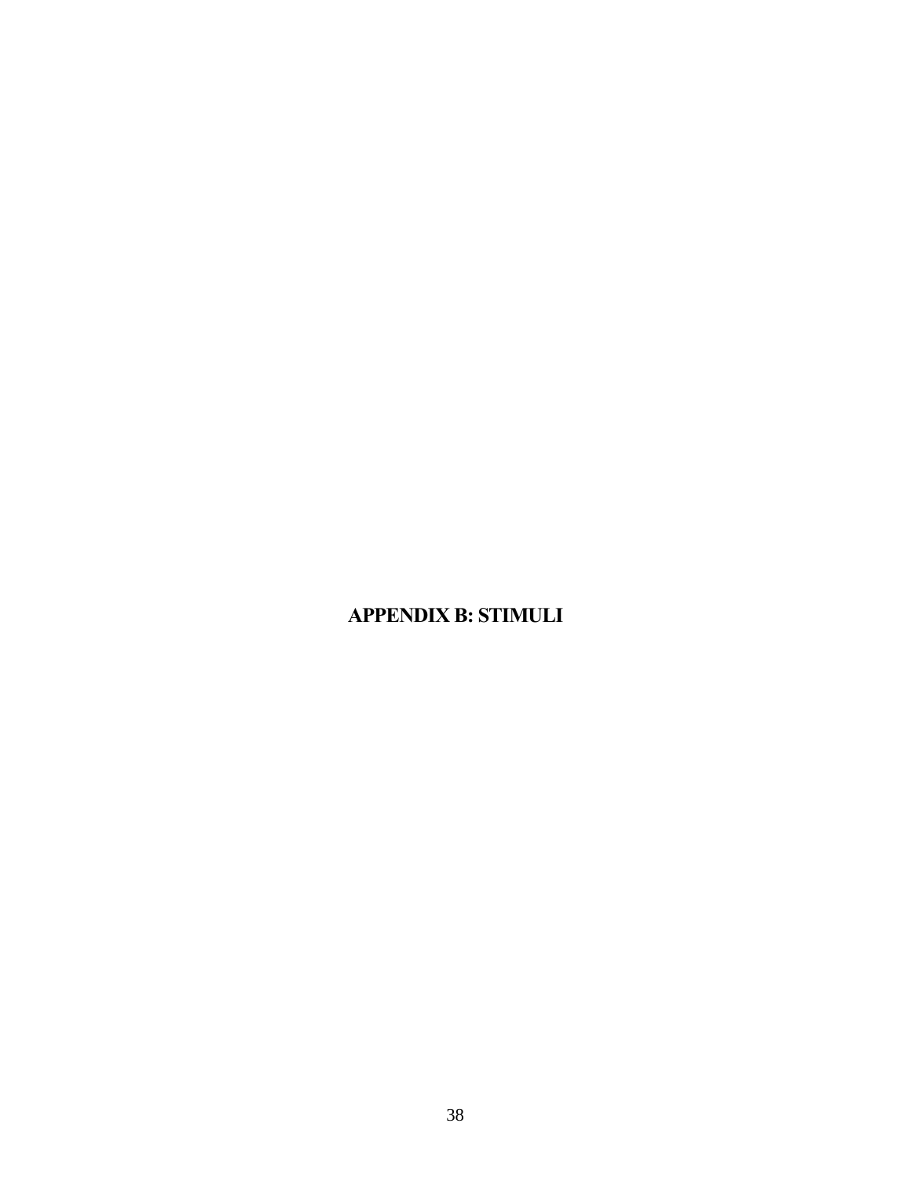# APPENDIX B: STIMULI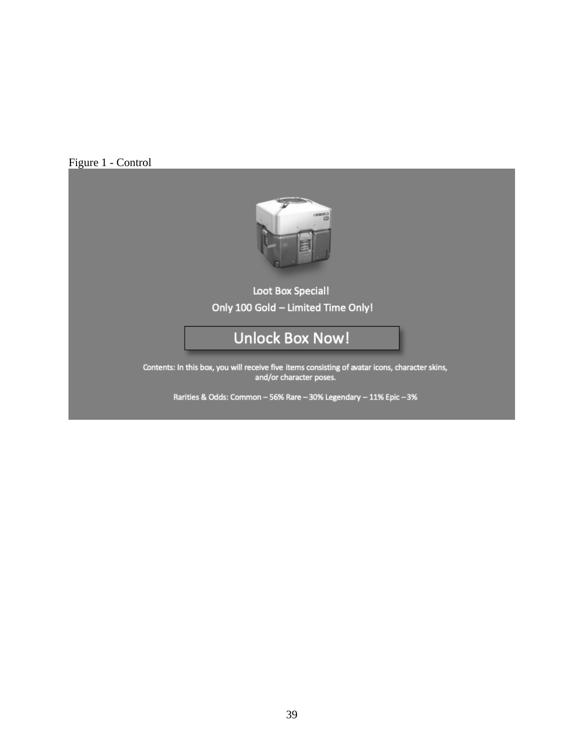Figure 1 - Control

Loot Box Special!

Only 100 Gold – Limited Time Only!

Unlock Box Now!

Contents: In this box, you will receive five items consisting of avatar icons, character skins, and/or character poses.

Rarities & Odds: Common – 56% Rare – 30% Legendary – 11% Epic – 3%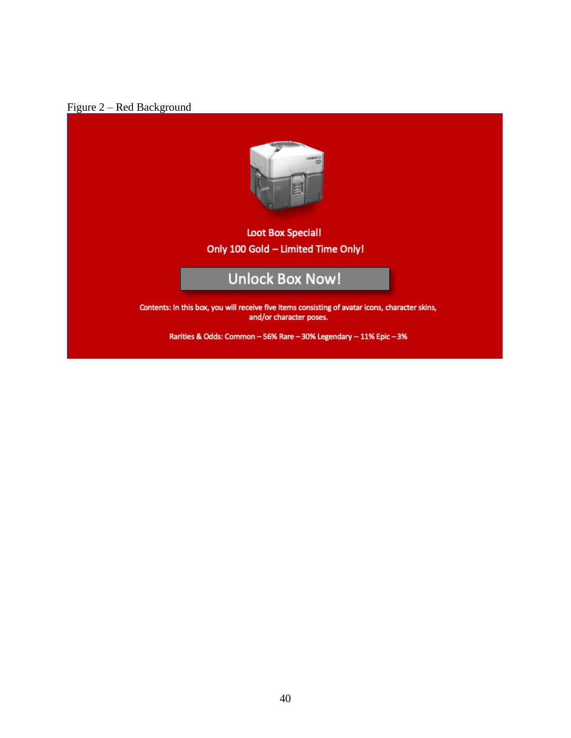Figure 2 – Red Background

Loot Box Special!

Only 100 Gold – Limited Time Only!

Unlock Box Now!

Contents: In this box, you will receive five items consisting of avatar icons, character skins, and/or character poses.

Rarities & Odds: Common – 56% Rare – 30% Legendary – 11% Epic – 3%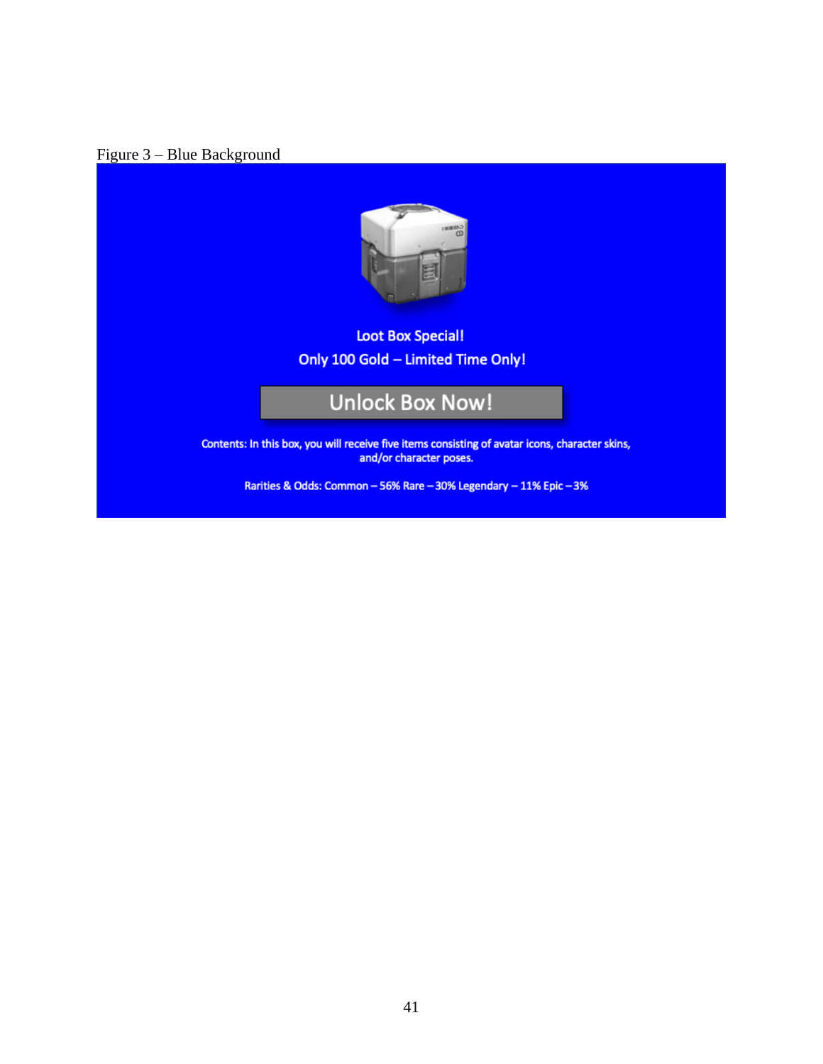Figure 3 – Blue Background

Loot Box Special!

Only 100 Gold – Limited Time Only!

Unlock Box Now!

Contents: In this box, you will receive five items consisting of avatar icons, character skins, and/or character poses.

Rarities & Odds: Common – 56% Rare – 30% Legendary – 11% Epic – 3%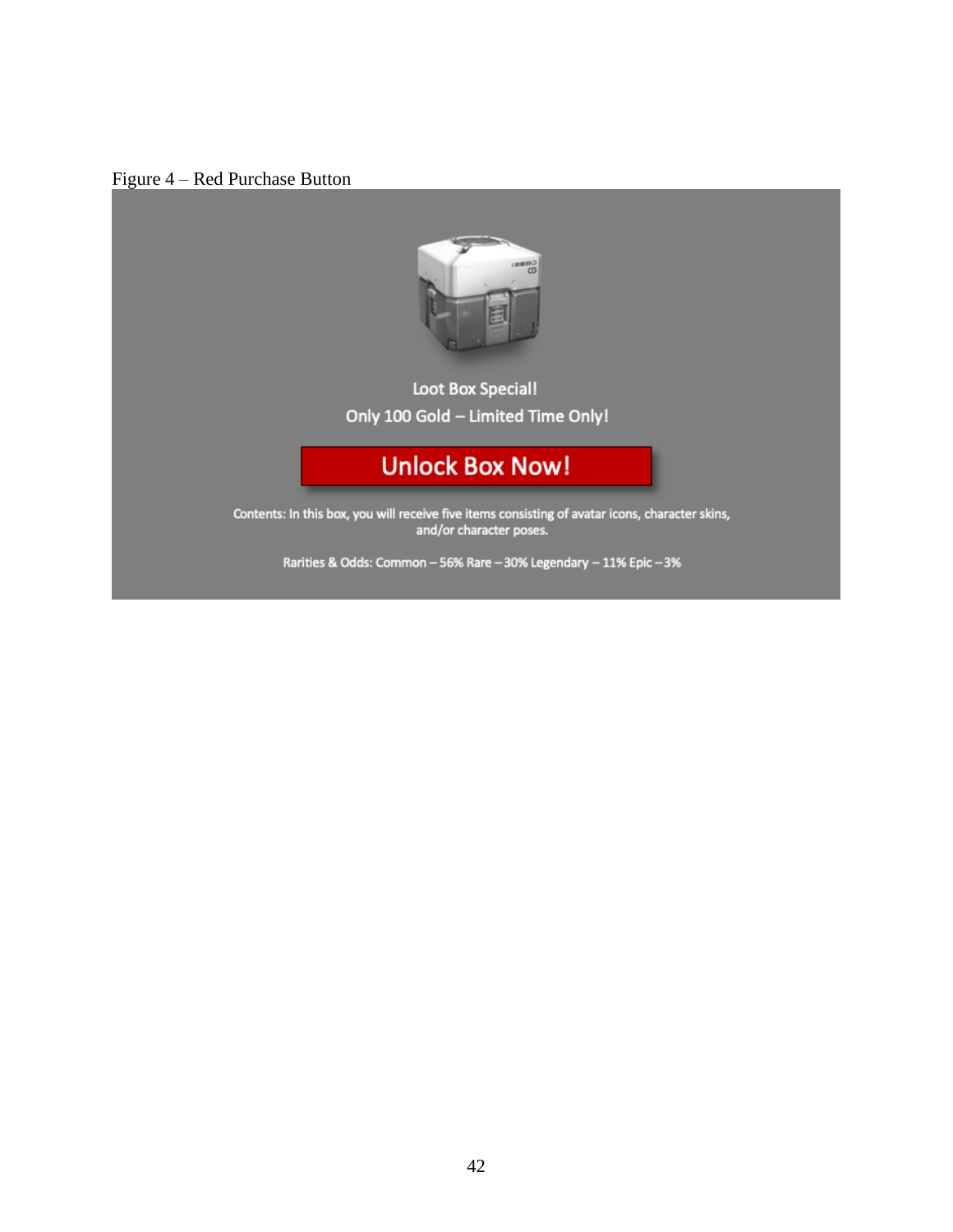Figure 4 – Red Purchase Button

Loot Box Special!

Only 100 Gold – Limited Time Only!

**Unlock Box Now!**

Contents: In this box, you will receive five items consisting of avatar icons, character skins, and/or character poses.

Rarities & Odds: Common – 56% Rare – 30% Legendary – 11% Epic – 3%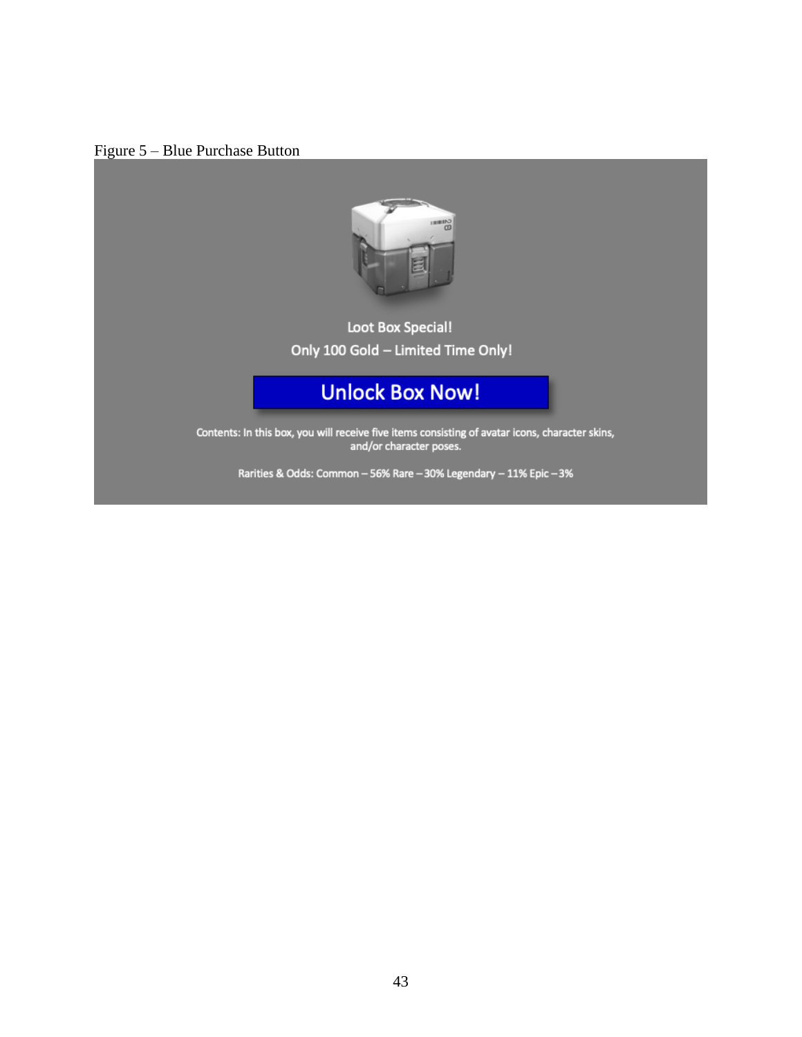Figure 5 – Blue Purchase Button

Loot Box Special!

Only 100 Gold – Limited Time Only!

Unlock Box Now!

Contents: In this box, you will receive five items consisting of avatar icons, character skins, and/or character poses.

Rarities & Odds: Common – 56% Rare – 30% Legendary – 11% Epic – 3%